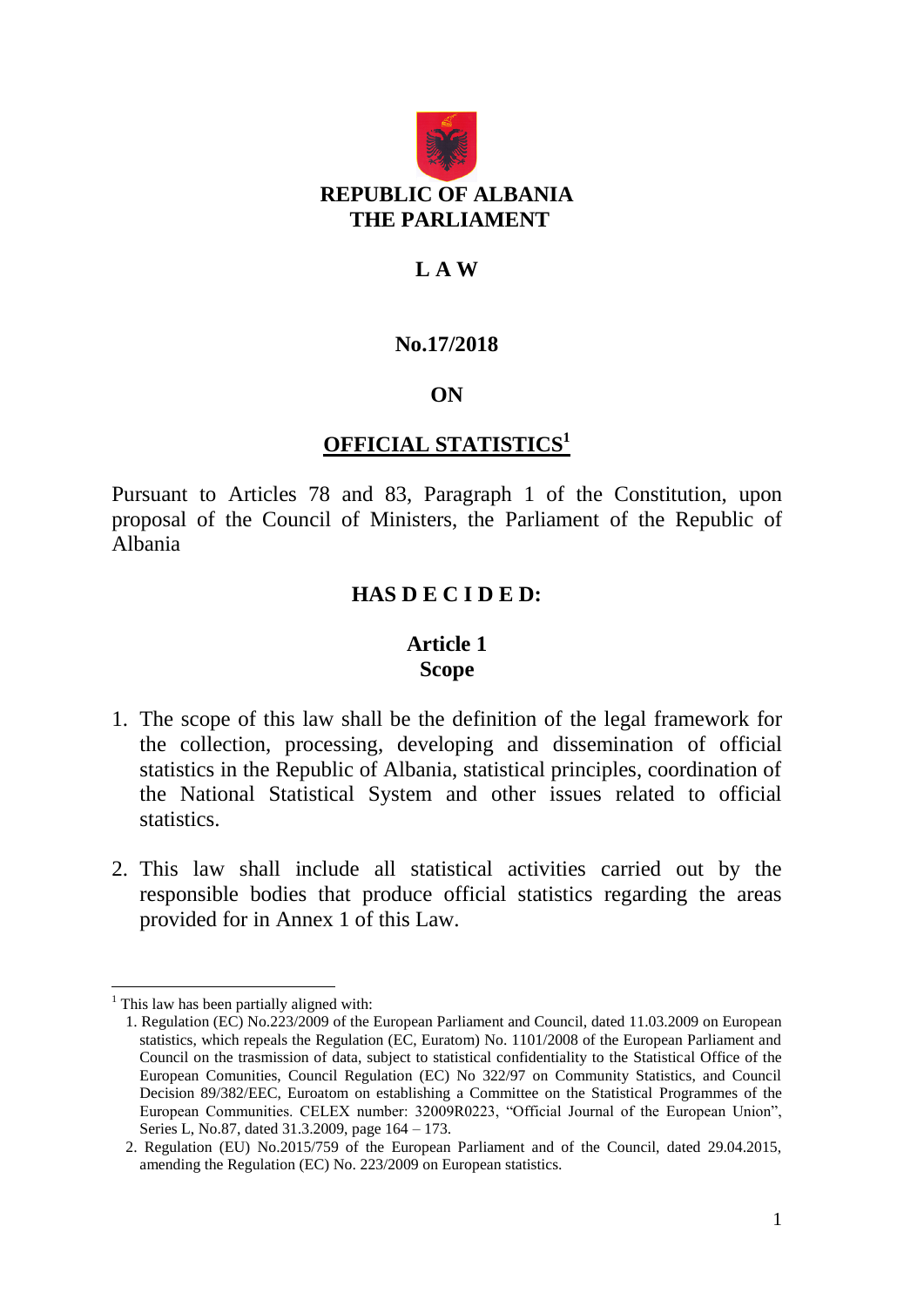**REPUBLIC OF ALBANIA**
**THE PARLIAMENT**

# L A W

## No.17/2018

## ON

## OFFICIAL STATISTICS[1]

Pursuant to Articles 78 and 83, Paragraph 1 of the Constitution, upon proposal of the Council of Ministers, the Parliament of the Republic of Albania

## HAS D E C I D E D:

### Article 1
### Scope

1. The scope of this law shall be the definition of the legal framework for the collection, processing, developing and dissemination of official statistics in the Republic of Albania, statistical principles, coordination of the National Statistical System and other issues related to official statistics.

2. This law shall include all statistical activities carried out by the responsible bodies that produce official statistics regarding the areas provided for in Annex 1 of this Law.

---

[1] This law has been partially aligned with:

1. Regulation (EC) No.223/2009 of the European Parliament and Council, dated 11.03.2009 on European statistics, which repeals the Regulation (EC, Euratom) No. 1101/2008 of the European Parliament and Council on the trasmission of data, subject to statistical confidentiality to the Statistical Office of the European Comunities, Council Regulation (EC) No 322/97 on Community Statistics, and Council Decision 89/382/EEC, Euroatom on establishing a Committee on the Statistical Programmes of the European Communities. CELEX number: 32009R0223, "Official Journal of the European Union", Series L, No.87, dated 31.3.2009, page 164 – 173.
2. Regulation (EU) No.2015/759 of the European Parliament and of the Council, dated 29.04.2015, amending the Regulation (EC) No. 223/2009 on European statistics.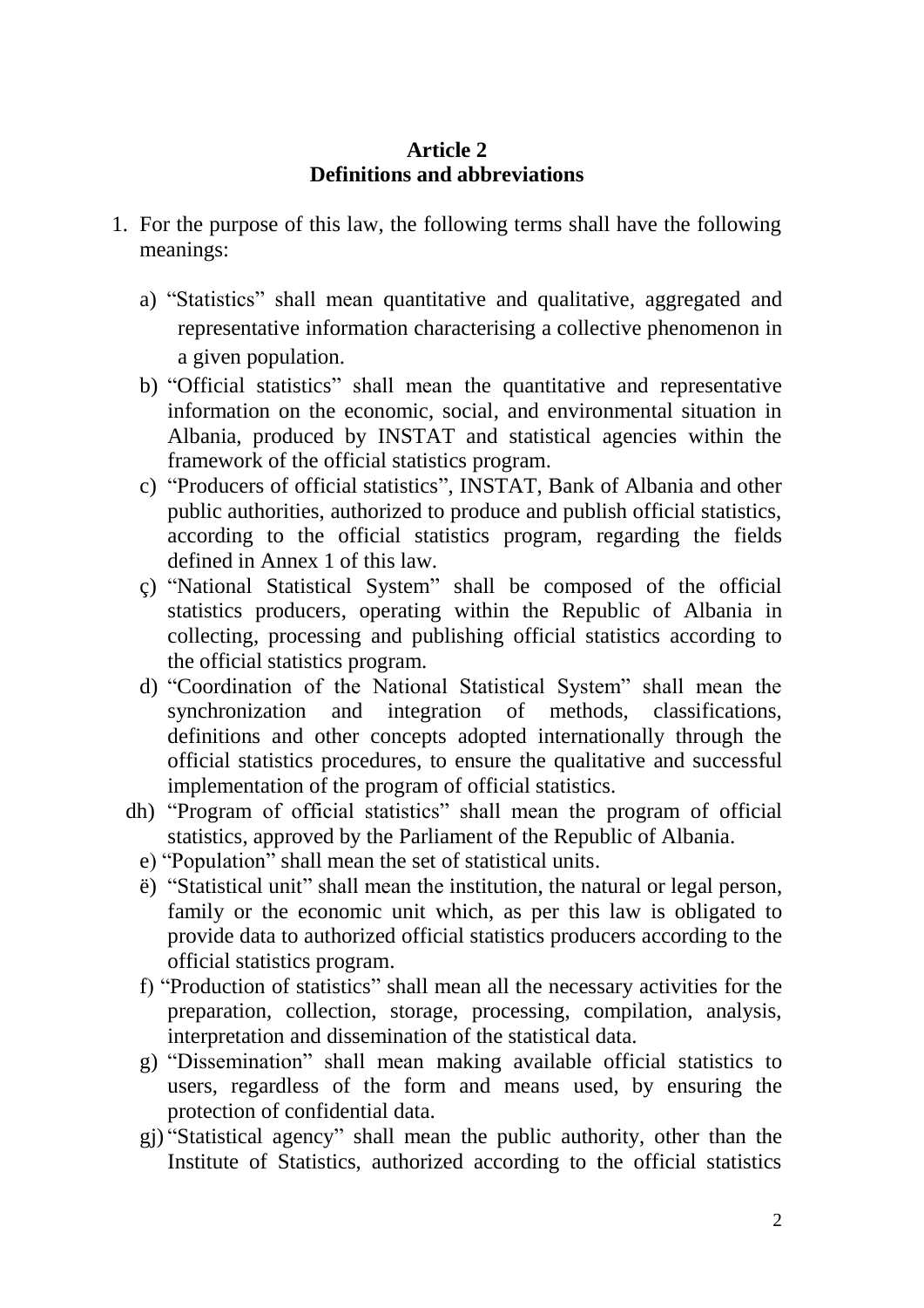**Article 2**
**Definitions and abbreviations**

1. For the purpose of this law, the following terms shall have the following meanings:

   a) "Statistics" shall mean quantitative and qualitative, aggregated and representative information characterising a collective phenomenon in a given population.

   b) "Official statistics" shall mean the quantitative and representative information on the economic, social, and environmental situation in Albania, produced by INSTAT and statistical agencies within the framework of the official statistics program.

   c) "Producers of official statistics", INSTAT, Bank of Albania and other public authorities, authorized to produce and publish official statistics, according to the official statistics program, regarding the fields defined in Annex 1 of this law.

   ç) "National Statistical System" shall be composed of the official statistics producers, operating within the Republic of Albania in collecting, processing and publishing official statistics according to the official statistics program.

   d) "Coordination of the National Statistical System" shall mean the synchronization and integration of methods, classifications, definitions and other concepts adopted internationally through the official statistics procedures, to ensure the qualitative and successful implementation of the program of official statistics.

   dh) "Program of official statistics" shall mean the program of official statistics, approved by the Parliament of the Republic of Albania.

   e) "Population" shall mean the set of statistical units.

   ë) "Statistical unit" shall mean the institution, the natural or legal person, family or the economic unit which, as per this law is obligated to provide data to authorized official statistics producers according to the official statistics program.

   f) "Production of statistics" shall mean all the necessary activities for the preparation, collection, storage, processing, compilation, analysis, interpretation and dissemination of the statistical data.

   g) "Dissemination" shall mean making available official statistics to users, regardless of the form and means used, by ensuring the protection of confidential data.

   gj) "Statistical agency" shall mean the public authority, other than the Institute of Statistics, authorized according to the official statistics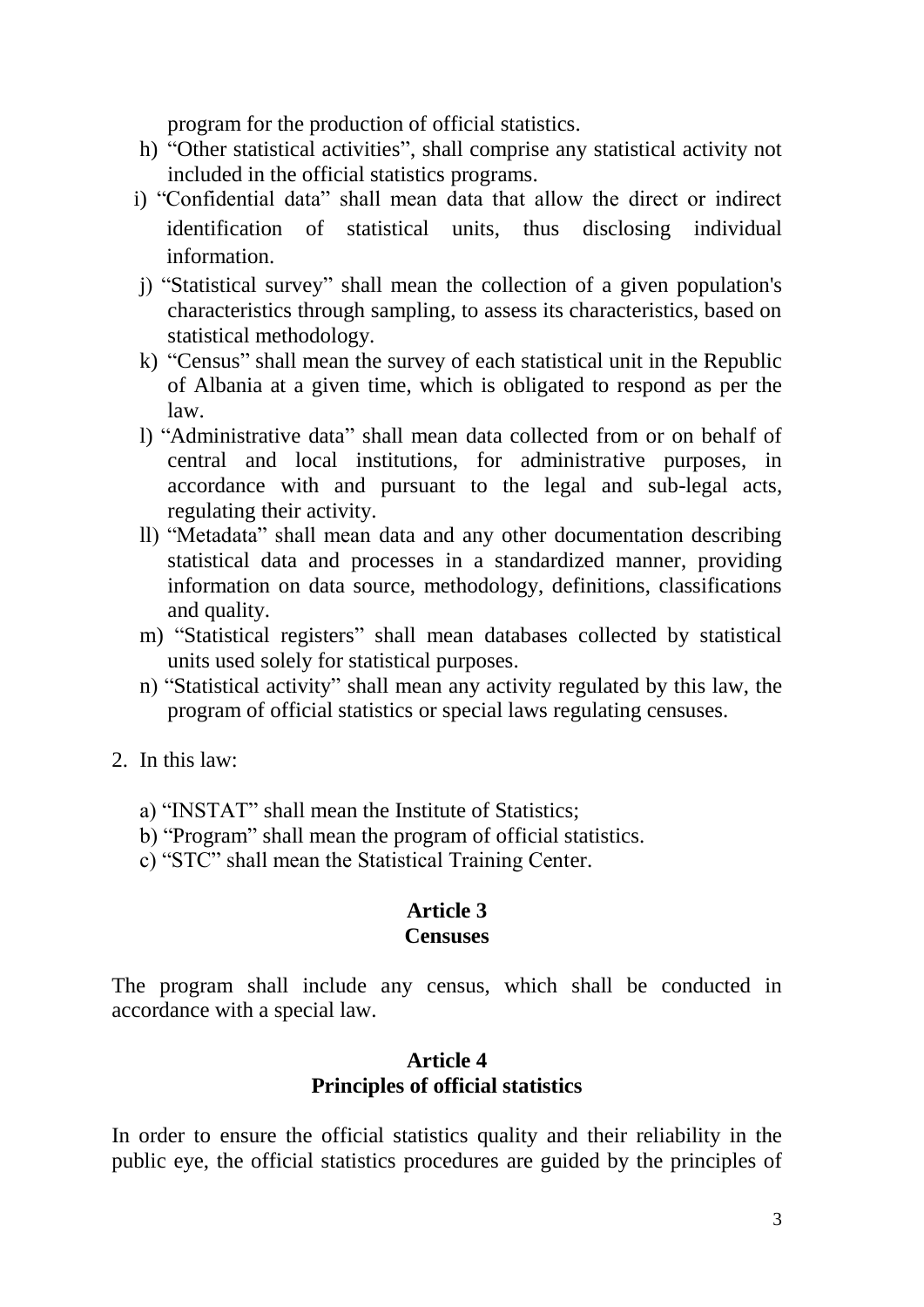program for the production of official statistics.

h) "Other statistical activities", shall comprise any statistical activity not included in the official statistics programs.

i) "Confidential data" shall mean data that allow the direct or indirect identification of statistical units, thus disclosing individual information.

j) "Statistical survey" shall mean the collection of a given population's characteristics through sampling, to assess its characteristics, based on statistical methodology.

k) "Census" shall mean the survey of each statistical unit in the Republic of Albania at a given time, which is obligated to respond as per the law.

l) "Administrative data" shall mean data collected from or on behalf of central and local institutions, for administrative purposes, in accordance with and pursuant to the legal and sub-legal acts, regulating their activity.

ll) "Metadata" shall mean data and any other documentation describing statistical data and processes in a standardized manner, providing information on data source, methodology, definitions, classifications and quality.

m) "Statistical registers" shall mean databases collected by statistical units used solely for statistical purposes.

n) "Statistical activity" shall mean any activity regulated by this law, the program of official statistics or special laws regulating censuses.

2. In this law:

a) "INSTAT" shall mean the Institute of Statistics;
b) "Program" shall mean the program of official statistics.
c) "STC" shall mean the Statistical Training Center.

## Article 3
## Censuses

The program shall include any census, which shall be conducted in accordance with a special law.

## Article 4
## Principles of official statistics

In order to ensure the official statistics quality and their reliability in the public eye, the official statistics procedures are guided by the principles of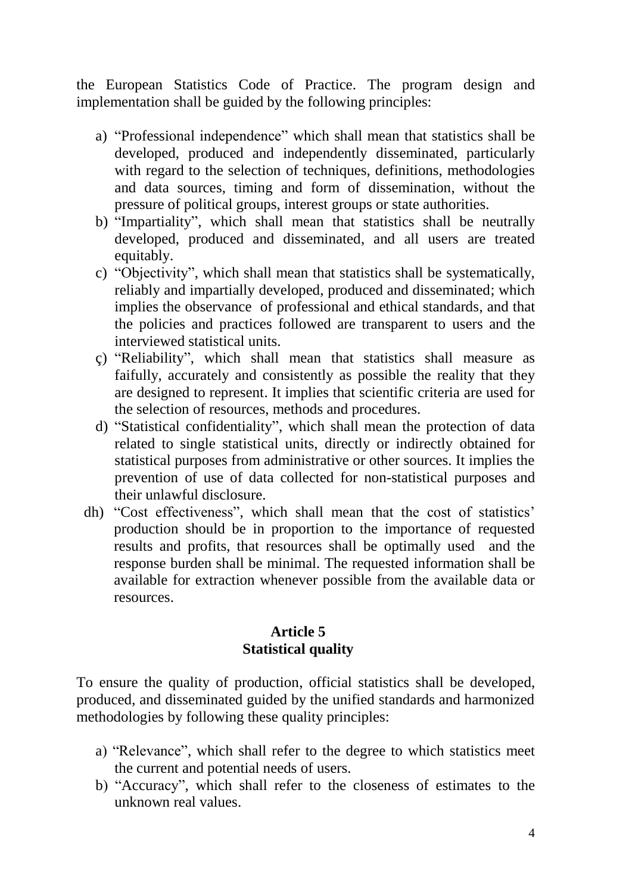the European Statistics Code of Practice. The program design and implementation shall be guided by the following principles:

a) "Professional independence" which shall mean that statistics shall be developed, produced and independently disseminated, particularly with regard to the selection of techniques, definitions, methodologies and data sources, timing and form of dissemination, without the pressure of political groups, interest groups or state authorities.
b) "Impartiality", which shall mean that statistics shall be neutrally developed, produced and disseminated, and all users are treated equitably.
c) "Objectivity", which shall mean that statistics shall be systematically, reliably and impartially developed, produced and disseminated; which implies the observance of professional and ethical standards, and that the policies and practices followed are transparent to users and the interviewed statistical units.
ç) "Reliability", which shall mean that statistics shall measure as faifully, accurately and consistently as possible the reality that they are designed to represent. It implies that scientific criteria are used for the selection of resources, methods and procedures.
d) "Statistical confidentiality", which shall mean the protection of data related to single statistical units, directly or indirectly obtained for statistical purposes from administrative or other sources. It implies the prevention of use of data collected for non-statistical purposes and their unlawful disclosure.
dh) "Cost effectiveness", which shall mean that the cost of statistics' production should be in proportion to the importance of requested results and profits, that resources shall be optimally used and the response burden shall be minimal. The requested information shall be available for extraction whenever possible from the available data or resources.

**Article 5**
**Statistical quality**

To ensure the quality of production, official statistics shall be developed, produced, and disseminated guided by the unified standards and harmonized methodologies by following these quality principles:

a) "Relevance", which shall refer to the degree to which statistics meet the current and potential needs of users.
b) "Accuracy", which shall refer to the closeness of estimates to the unknown real values.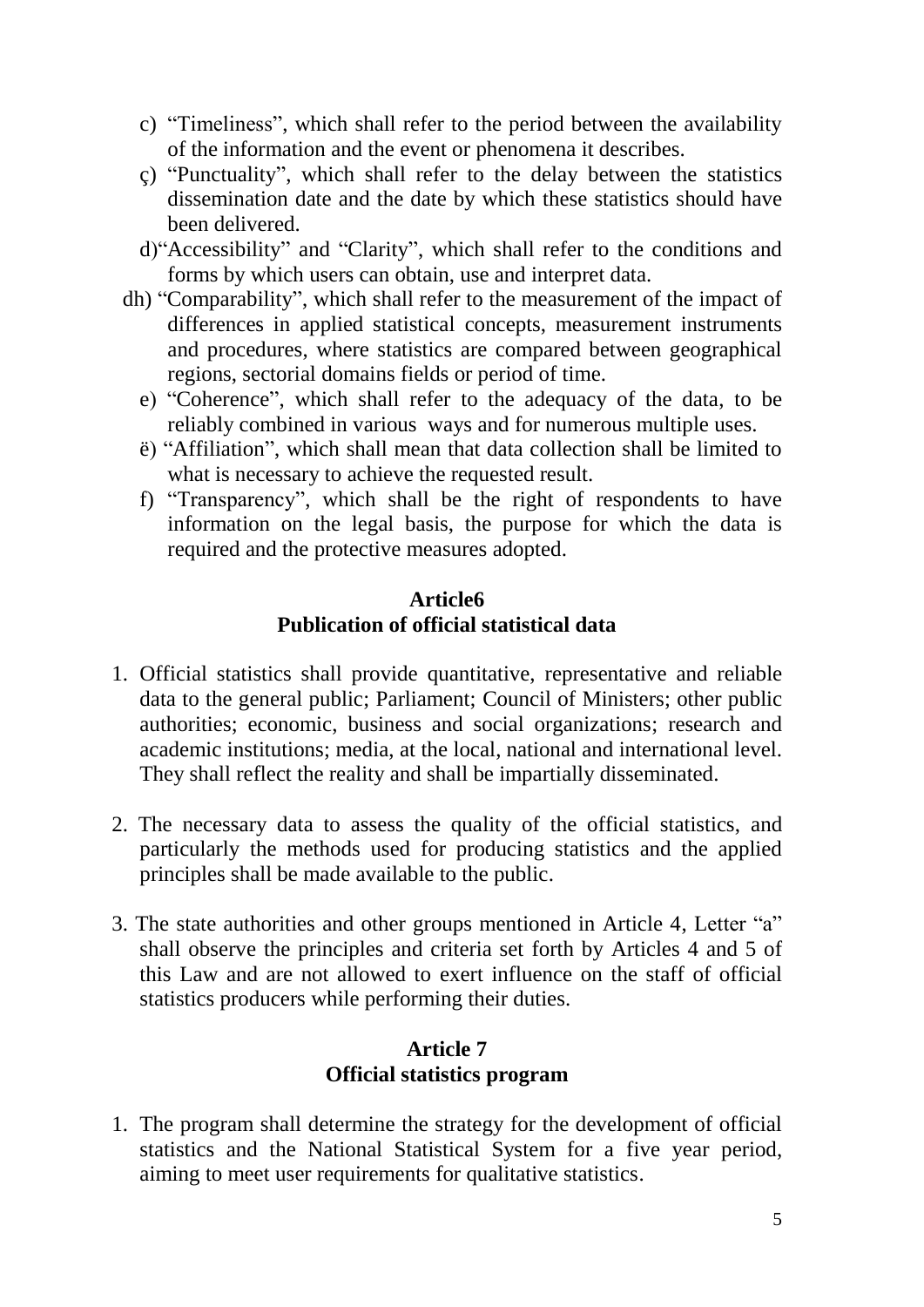c) "Timeliness", which shall refer to the period between the availability of the information and the event or phenomena it describes.

ç) "Punctuality", which shall refer to the delay between the statistics dissemination date and the date by which these statistics should have been delivered.

d) "Accessibility" and "Clarity", which shall refer to the conditions and forms by which users can obtain, use and interpret data.

dh) "Comparability", which shall refer to the measurement of the impact of differences in applied statistical concepts, measurement instruments and procedures, where statistics are compared between geographical regions, sectorial domains fields or period of time.

e) "Coherence", which shall refer to the adequacy of the data, to be reliably combined in various ways and for numerous multiple uses.

ë) "Affiliation", which shall mean that data collection shall be limited to what is necessary to achieve the requested result.

f) "Transparency", which shall be the right of respondents to have information on the legal basis, the purpose for which the data is required and the protective measures adopted.

## Article6
## Publication of official statistical data

1. Official statistics shall provide quantitative, representative and reliable data to the general public; Parliament; Council of Ministers; other public authorities; economic, business and social organizations; research and academic institutions; media, at the local, national and international level. They shall reflect the reality and shall be impartially disseminated.

2. The necessary data to assess the quality of the official statistics, and particularly the methods used for producing statistics and the applied principles shall be made available to the public.

3. The state authorities and other groups mentioned in Article 4, Letter "a" shall observe the principles and criteria set forth by Articles 4 and 5 of this Law and are not allowed to exert influence on the staff of official statistics producers while performing their duties.

## Article 7
## Official statistics program

1. The program shall determine the strategy for the development of official statistics and the National Statistical System for a five year period, aiming to meet user requirements for qualitative statistics.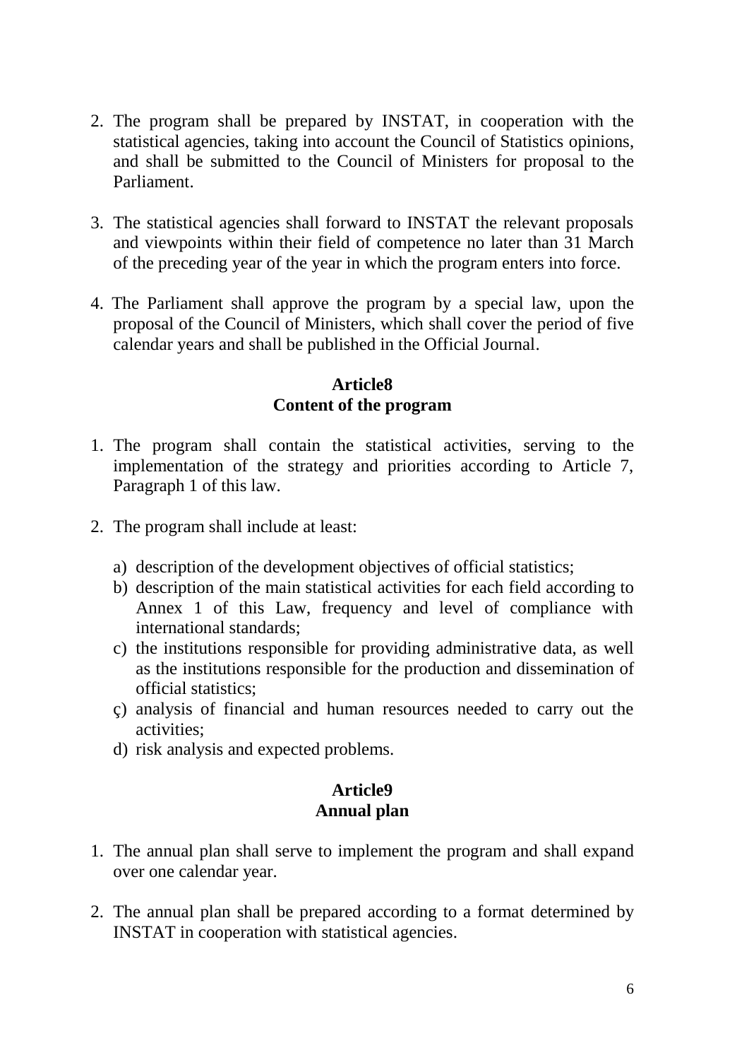2. The program shall be prepared by INSTAT, in cooperation with the statistical agencies, taking into account the Council of Statistics opinions, and shall be submitted to the Council of Ministers for proposal to the Parliament.

3. The statistical agencies shall forward to INSTAT the relevant proposals and viewpoints within their field of competence no later than 31 March of the preceding year of the year in which the program enters into force.

4. The Parliament shall approve the program by a special law, upon the proposal of the Council of Ministers, which shall cover the period of five calendar years and shall be published in the Official Journal.

## Article8
## Content of the program

1. The program shall contain the statistical activities, serving to the implementation of the strategy and priorities according to Article 7, Paragraph 1 of this law.

2. The program shall include at least:

   a) description of the development objectives of official statistics;
   b) description of the main statistical activities for each field according to Annex 1 of this Law, frequency and level of compliance with international standards;
   c) the institutions responsible for providing administrative data, as well as the institutions responsible for the production and dissemination of official statistics;
   ç) analysis of financial and human resources needed to carry out the activities;
   d) risk analysis and expected problems.

## Article9
## Annual plan

1. The annual plan shall serve to implement the program and shall expand over one calendar year.

2. The annual plan shall be prepared according to a format determined by INSTAT in cooperation with statistical agencies.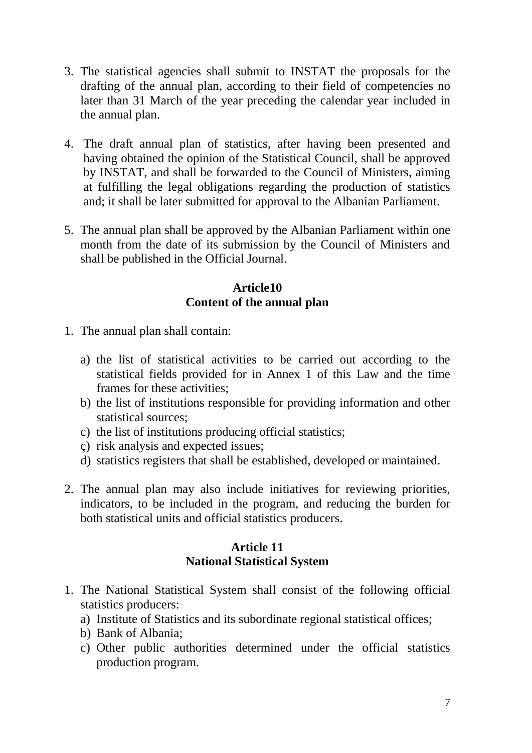3. The statistical agencies shall submit to INSTAT the proposals for the drafting of the annual plan, according to their field of competencies no later than 31 March of the year preceding the calendar year included in the annual plan.

4. The draft annual plan of statistics, after having been presented and having obtained the opinion of the Statistical Council, shall be approved by INSTAT, and shall be forwarded to the Council of Ministers, aiming at fulfilling the legal obligations regarding the production of statistics and; it shall be later submitted for approval to the Albanian Parliament.

5. The annual plan shall be approved by the Albanian Parliament within one month from the date of its submission by the Council of Ministers and shall be published in the Official Journal.

**Article10**
**Content of the annual plan**

1. The annual plan shall contain:

   a) the list of statistical activities to be carried out according to the statistical fields provided for in Annex 1 of this Law and the time frames for these activities;
   b) the list of institutions responsible for providing information and other statistical sources;
   c) the list of institutions producing official statistics;
   ç) risk analysis and expected issues;
   d) statistics registers that shall be established, developed or maintained.

2. The annual plan may also include initiatives for reviewing priorities, indicators, to be included in the program, and reducing the burden for both statistical units and official statistics producers.

**Article 11**
**National Statistical System**

1. The National Statistical System shall consist of the following official statistics producers:
   a) Institute of Statistics and its subordinate regional statistical offices;
   b) Bank of Albania;
   c) Other public authorities determined under the official statistics production program.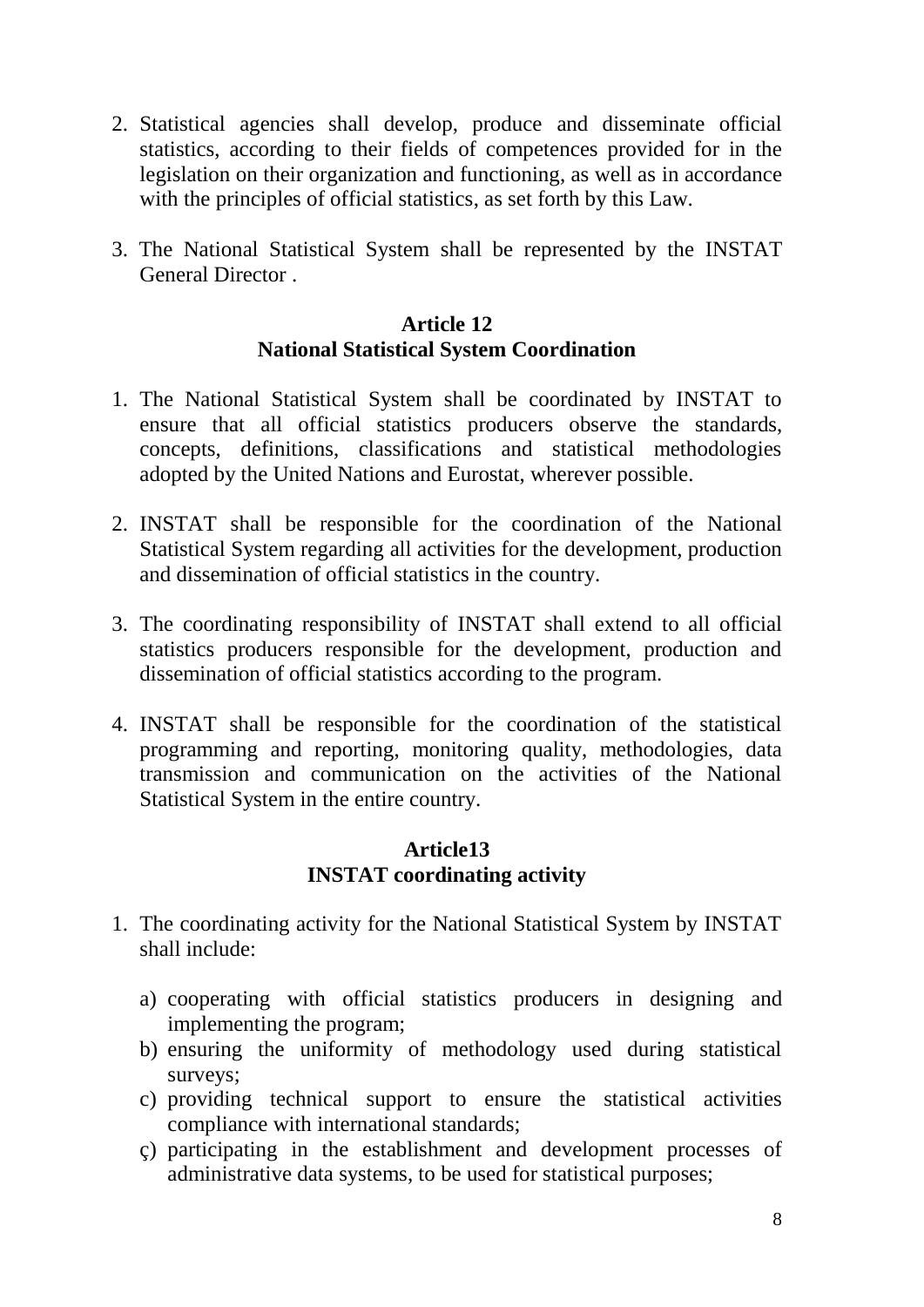2. Statistical agencies shall develop, produce and disseminate official statistics, according to their fields of competences provided for in the legislation on their organization and functioning, as well as in accordance with the principles of official statistics, as set forth by this Law.

3. The National Statistical System shall be represented by the INSTAT General Director .

## Article 12
## National Statistical System Coordination

1. The National Statistical System shall be coordinated by INSTAT to ensure that all official statistics producers observe the standards, concepts, definitions, classifications and statistical methodologies adopted by the United Nations and Eurostat, wherever possible.

2. INSTAT shall be responsible for the coordination of the National Statistical System regarding all activities for the development, production and dissemination of official statistics in the country.

3. The coordinating responsibility of INSTAT shall extend to all official statistics producers responsible for the development, production and dissemination of official statistics according to the program.

4. INSTAT shall be responsible for the coordination of the statistical programming and reporting, monitoring quality, methodologies, data transmission and communication on the activities of the National Statistical System in the entire country.

## Article13
## INSTAT coordinating activity

1. The coordinating activity for the National Statistical System by INSTAT shall include:

   a) cooperating with official statistics producers in designing and implementing the program;
   b) ensuring the uniformity of methodology used during statistical surveys;
   c) providing technical support to ensure the statistical activities compliance with international standards;
   ç) participating in the establishment and development processes of administrative data systems, to be used for statistical purposes;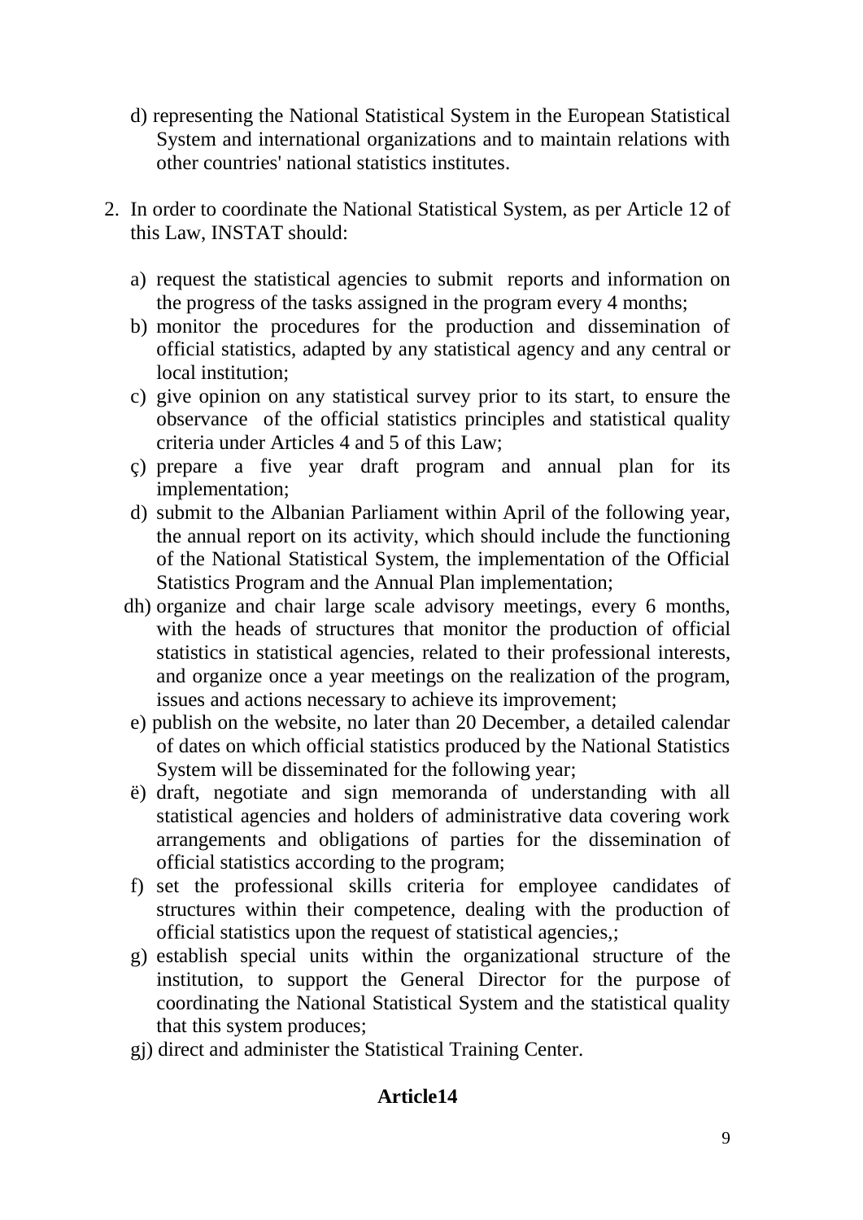d) representing the National Statistical System in the European Statistical System and international organizations and to maintain relations with other countries' national statistics institutes.

2. In order to coordinate the National Statistical System, as per Article 12 of this Law, INSTAT should:

   a) request the statistical agencies to submit reports and information on the progress of the tasks assigned in the program every 4 months;
   b) monitor the procedures for the production and dissemination of official statistics, adapted by any statistical agency and any central or local institution;
   c) give opinion on any statistical survey prior to its start, to ensure the observance of the official statistics principles and statistical quality criteria under Articles 4 and 5 of this Law;
   ç) prepare a five year draft program and annual plan for its implementation;
   d) submit to the Albanian Parliament within April of the following year, the annual report on its activity, which should include the functioning of the National Statistical System, the implementation of the Official Statistics Program and the Annual Plan implementation;
   dh) organize and chair large scale advisory meetings, every 6 months, with the heads of structures that monitor the production of official statistics in statistical agencies, related to their professional interests, and organize once a year meetings on the realization of the program, issues and actions necessary to achieve its improvement;
   e) publish on the website, no later than 20 December, a detailed calendar of dates on which official statistics produced by the National Statistics System will be disseminated for the following year;
   ë) draft, negotiate and sign memoranda of understanding with all statistical agencies and holders of administrative data covering work arrangements and obligations of parties for the dissemination of official statistics according to the program;
   f) set the professional skills criteria for employee candidates of structures within their competence, dealing with the production of official statistics upon the request of statistical agencies,;
   g) establish special units within the organizational structure of the institution, to support the General Director for the purpose of coordinating the National Statistical System and the statistical quality that this system produces;
   gj) direct and administer the Statistical Training Center.

## Article14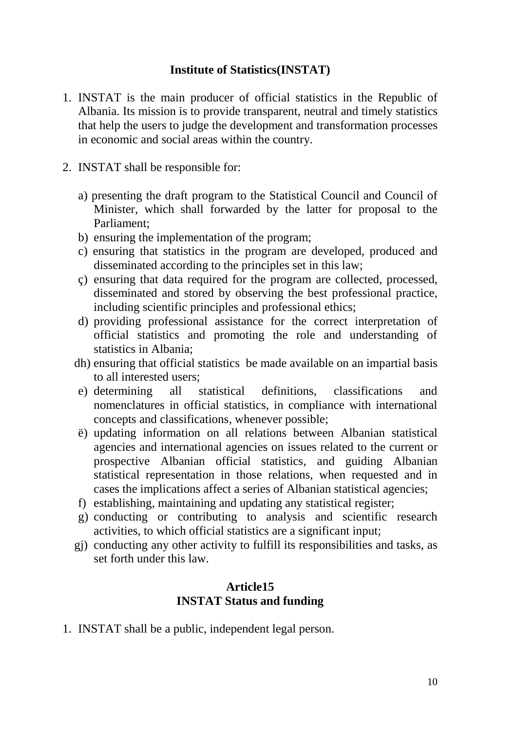**Institute of Statistics(INSTAT)**

1. INSTAT is the main producer of official statistics in the Republic of Albania. Its mission is to provide transparent, neutral and timely statistics that help the users to judge the development and transformation processes in economic and social areas within the country.

2. INSTAT shall be responsible for:

   a) presenting the draft program to the Statistical Council and Council of Minister, which shall forwarded by the latter for proposal to the Parliament;
   b) ensuring the implementation of the program;
   c) ensuring that statistics in the program are developed, produced and disseminated according to the principles set in this law;
   ç) ensuring that data required for the program are collected, processed, disseminated and stored by observing the best professional practice, including scientific principles and professional ethics;
   d) providing professional assistance for the correct interpretation of official statistics and promoting the role and understanding of statistics in Albania;
   dh) ensuring that official statistics be made available on an impartial basis to all interested users;
   e) determining all statistical definitions, classifications and nomenclatures in official statistics, in compliance with international concepts and classifications, whenever possible;
   ë) updating information on all relations between Albanian statistical agencies and international agencies on issues related to the current or prospective Albanian official statistics, and guiding Albanian statistical representation in those relations, when requested and in cases the implications affect a series of Albanian statistical agencies;
   f) establishing, maintaining and updating any statistical register;
   g) conducting or contributing to analysis and scientific research activities, to which official statistics are a significant input;
   gj) conducting any other activity to fulfill its responsibilities and tasks, as set forth under this law.

**Article15**
**INSTAT Status and funding**

1. INSTAT shall be a public, independent legal person.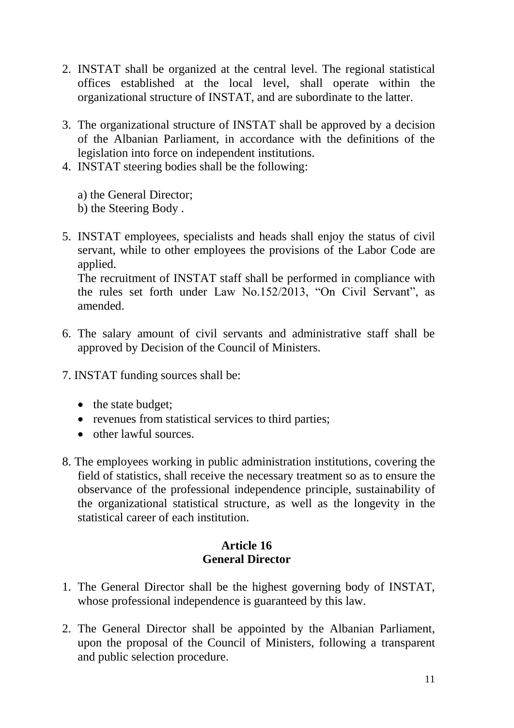2. INSTAT shall be organized at the central level. The regional statistical offices established at the local level, shall operate within the organizational structure of INSTAT, and are subordinate to the latter.

3. The organizational structure of INSTAT shall be approved by a decision of the Albanian Parliament, in accordance with the definitions of the legislation into force on independent institutions.
4. INSTAT steering bodies shall be the following:

   a) the General Director;
   b) the Steering Body .

5. INSTAT employees, specialists and heads shall enjoy the status of civil servant, while to other employees the provisions of the Labor Code are applied.
   The recruitment of INSTAT staff shall be performed in compliance with the rules set forth under Law No.152/2013, "On Civil Servant", as amended.

6. The salary amount of civil servants and administrative staff shall be approved by Decision of the Council of Ministers.

7. INSTAT funding sources shall be:

   - the state budget;
   - revenues from statistical services to third parties;
   - other lawful sources.

8. The employees working in public administration institutions, covering the field of statistics, shall receive the necessary treatment so as to ensure the observance of the professional independence principle, sustainability of the organizational statistical structure, as well as the longevity in the statistical career of each institution.

### Article 16
### General Director

1. The General Director shall be the highest governing body of INSTAT, whose professional independence is guaranteed by this law.

2. The General Director shall be appointed by the Albanian Parliament, upon the proposal of the Council of Ministers, following a transparent and public selection procedure.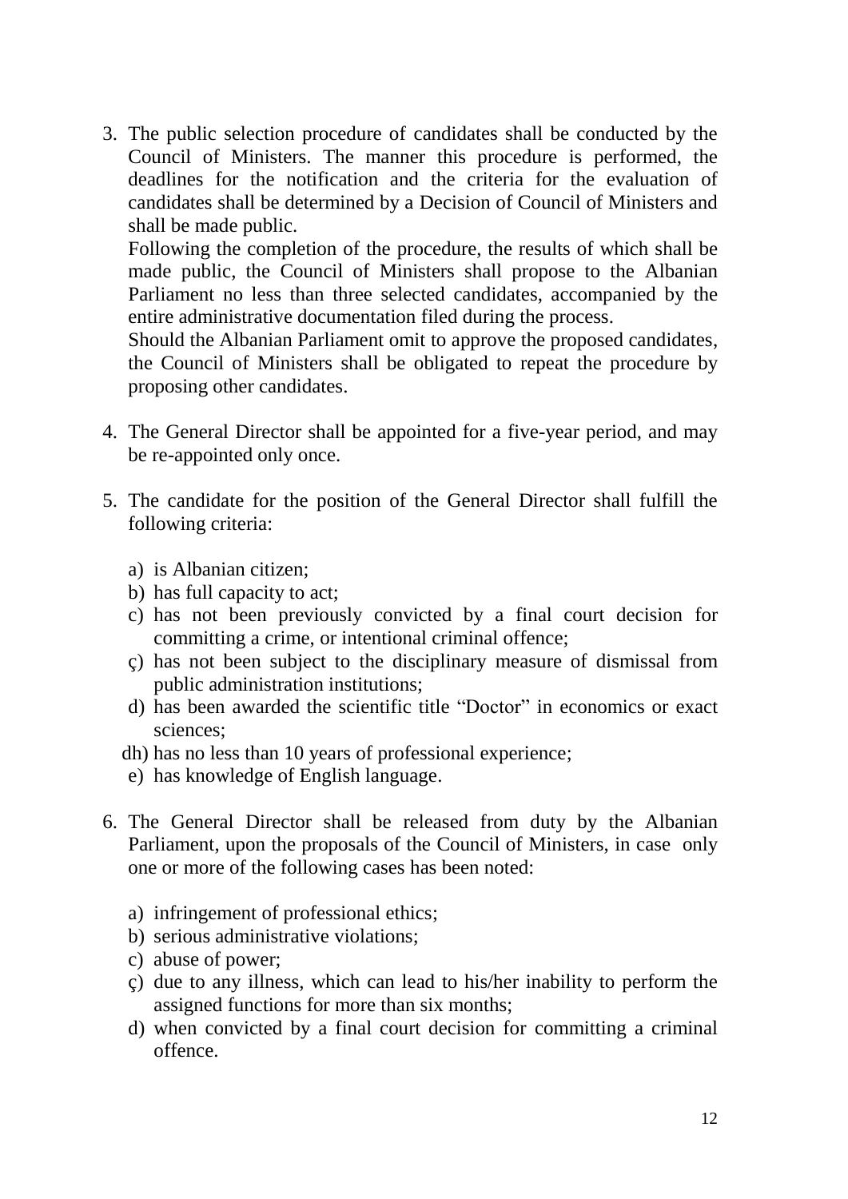3. The public selection procedure of candidates shall be conducted by the Council of Ministers. The manner this procedure is performed, the deadlines for the notification and the criteria for the evaluation of candidates shall be determined by a Decision of Council of Ministers and shall be made public.
   Following the completion of the procedure, the results of which shall be made public, the Council of Ministers shall propose to the Albanian Parliament no less than three selected candidates, accompanied by the entire administrative documentation filed during the process.
   Should the Albanian Parliament omit to approve the proposed candidates, the Council of Ministers shall be obligated to repeat the procedure by proposing other candidates.

4. The General Director shall be appointed for a five-year period, and may be re-appointed only once.

5. The candidate for the position of the General Director shall fulfill the following criteria:

   a) is Albanian citizen;
   b) has full capacity to act;
   c) has not been previously convicted by a final court decision for committing a crime, or intentional criminal offence;
   ç) has not been subject to the disciplinary measure of dismissal from public administration institutions;
   d) has been awarded the scientific title “Doctor” in economics or exact sciences;
   dh) has no less than 10 years of professional experience;
   e) has knowledge of English language.

6. The General Director shall be released from duty by the Albanian Parliament, upon the proposals of the Council of Ministers, in case only one or more of the following cases has been noted:

   a) infringement of professional ethics;
   b) serious administrative violations;
   c) abuse of power;
   ç) due to any illness, which can lead to his/her inability to perform the assigned functions for more than six months;
   d) when convicted by a final court decision for committing a criminal offence.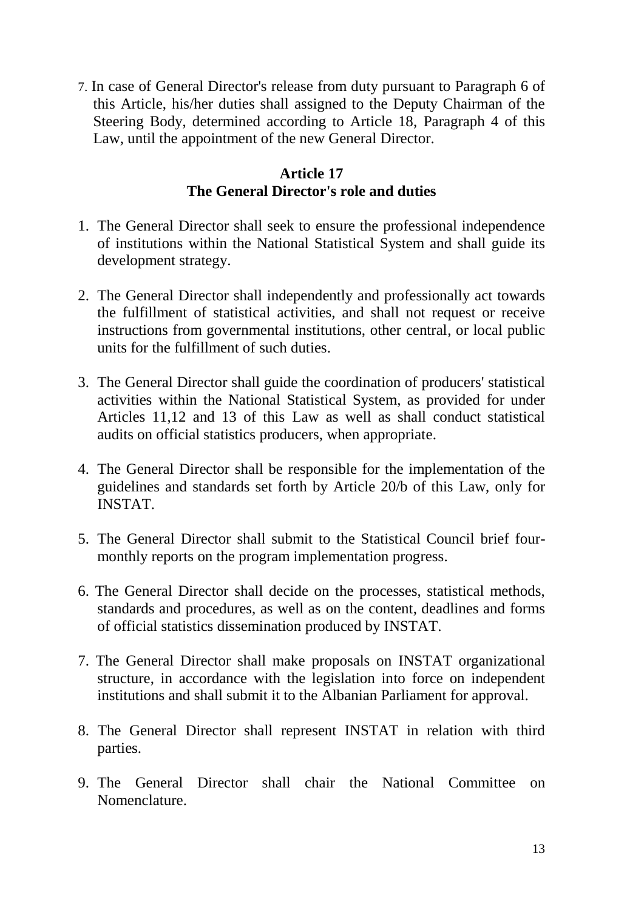7. In case of General Director's release from duty pursuant to Paragraph 6 of this Article, his/her duties shall assigned to the Deputy Chairman of the Steering Body, determined according to Article 18, Paragraph 4 of this Law, until the appointment of the new General Director.

## Article 17
## The General Director's role and duties

1. The General Director shall seek to ensure the professional independence of institutions within the National Statistical System and shall guide its development strategy.

2. The General Director shall independently and professionally act towards the fulfillment of statistical activities, and shall not request or receive instructions from governmental institutions, other central, or local public units for the fulfillment of such duties.

3. The General Director shall guide the coordination of producers' statistical activities within the National Statistical System, as provided for under Articles 11,12 and 13 of this Law as well as shall conduct statistical audits on official statistics producers, when appropriate.

4. The General Director shall be responsible for the implementation of the guidelines and standards set forth by Article 20/b of this Law, only for INSTAT.

5. The General Director shall submit to the Statistical Council brief four-monthly reports on the program implementation progress.

6. The General Director shall decide on the processes, statistical methods, standards and procedures, as well as on the content, deadlines and forms of official statistics dissemination produced by INSTAT.

7. The General Director shall make proposals on INSTAT organizational structure, in accordance with the legislation into force on independent institutions and shall submit it to the Albanian Parliament for approval.

8. The General Director shall represent INSTAT in relation with third parties.

9. The General Director shall chair the National Committee on Nomenclature.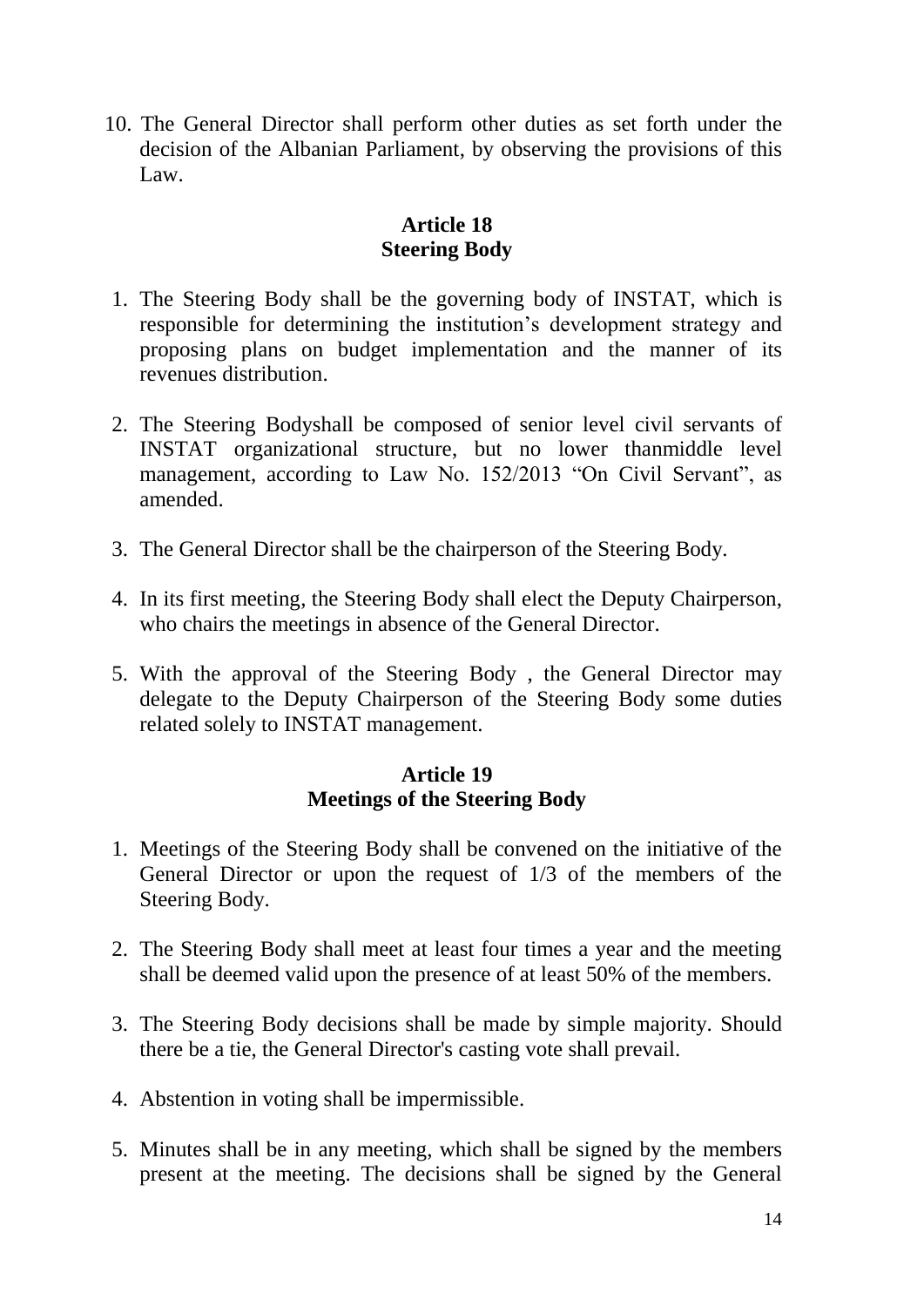10. The General Director shall perform other duties as set forth under the decision of the Albanian Parliament, by observing the provisions of this Law.

### Article 18
### Steering Body

1. The Steering Body shall be the governing body of INSTAT, which is responsible for determining the institution's development strategy and proposing plans on budget implementation and the manner of its revenues distribution.

2. The Steering Bodyshall be composed of senior level civil servants of INSTAT organizational structure, but no lower thanmiddle level management, according to Law No. 152/2013 "On Civil Servant", as amended.

3. The General Director shall be the chairperson of the Steering Body.

4. In its first meeting, the Steering Body shall elect the Deputy Chairperson, who chairs the meetings in absence of the General Director.

5. With the approval of the Steering Body , the General Director may delegate to the Deputy Chairperson of the Steering Body some duties related solely to INSTAT management.

### Article 19
### Meetings of the Steering Body

1. Meetings of the Steering Body shall be convened on the initiative of the General Director or upon the request of 1/3 of the members of the Steering Body.

2. The Steering Body shall meet at least four times a year and the meeting shall be deemed valid upon the presence of at least 50% of the members.

3. The Steering Body decisions shall be made by simple majority. Should there be a tie, the General Director's casting vote shall prevail.

4. Abstention in voting shall be impermissible.

5. Minutes shall be in any meeting, which shall be signed by the members present at the meeting. The decisions shall be signed by the General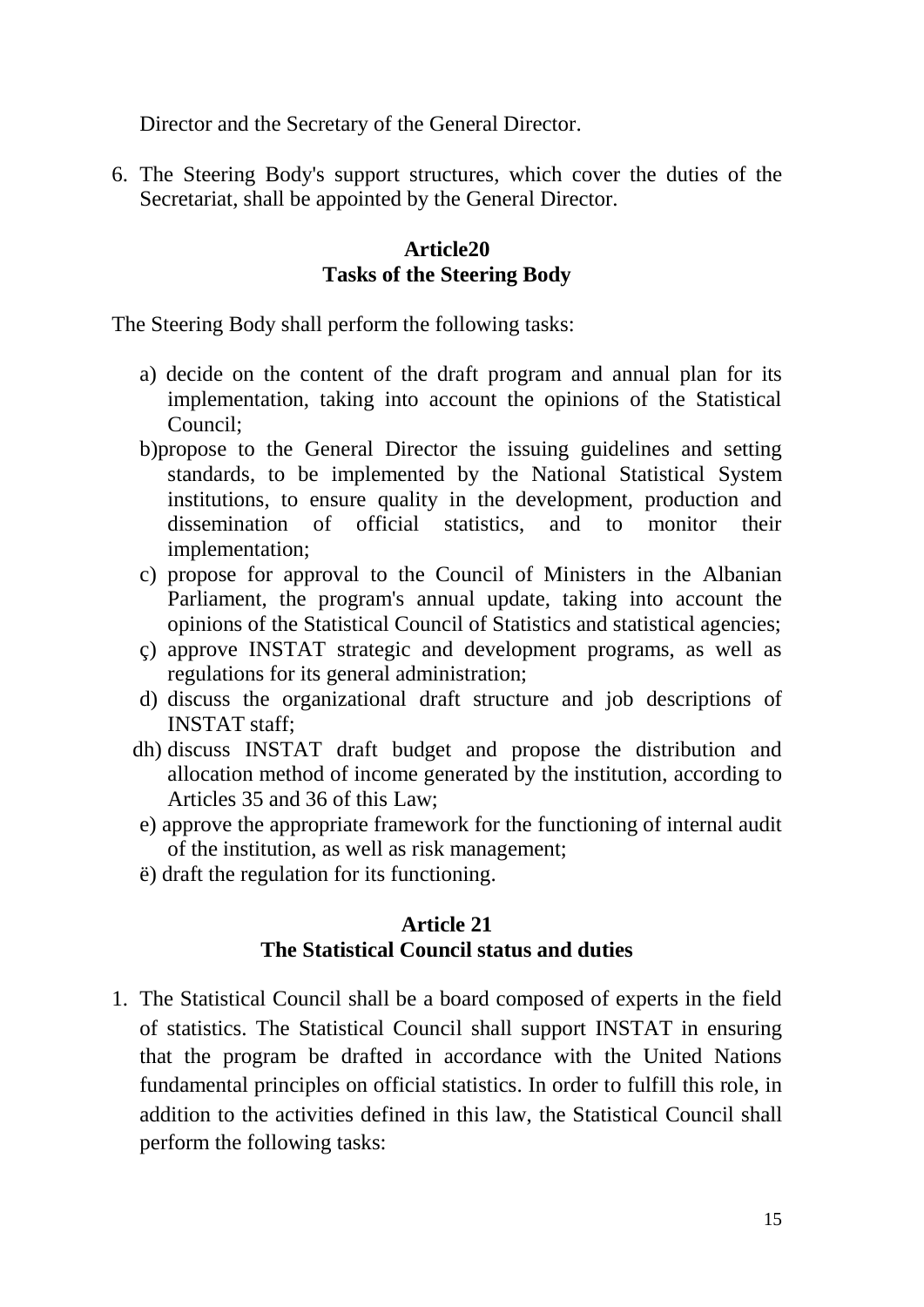Director and the Secretary of the General Director.

6. The Steering Body's support structures, which cover the duties of the Secretariat, shall be appointed by the General Director.

### Article20
### Tasks of the Steering Body

The Steering Body shall perform the following tasks:

a) decide on the content of the draft program and annual plan for its implementation, taking into account the opinions of the Statistical Council;

b)propose to the General Director the issuing guidelines and setting standards, to be implemented by the National Statistical System institutions, to ensure quality in the development, production and dissemination of official statistics, and to monitor their implementation;

c) propose for approval to the Council of Ministers in the Albanian Parliament, the program's annual update, taking into account the opinions of the Statistical Council of Statistics and statistical agencies;

ç) approve INSTAT strategic and development programs, as well as regulations for its general administration;

d) discuss the organizational draft structure and job descriptions of INSTAT staff;

dh) discuss INSTAT draft budget and propose the distribution and allocation method of income generated by the institution, according to Articles 35 and 36 of this Law;

e) approve the appropriate framework for the functioning of internal audit of the institution, as well as risk management;

ë) draft the regulation for its functioning.

### Article 21
### The Statistical Council status and duties

1. The Statistical Council shall be a board composed of experts in the field of statistics. The Statistical Council shall support INSTAT in ensuring that the program be drafted in accordance with the United Nations fundamental principles on official statistics. In order to fulfill this role, in addition to the activities defined in this law, the Statistical Council shall perform the following tasks: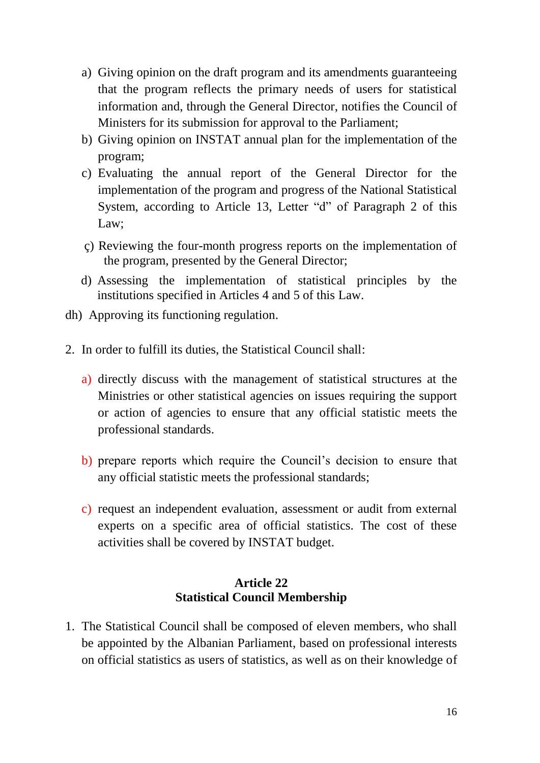a) Giving opinion on the draft program and its amendments guaranteeing that the program reflects the primary needs of users for statistical information and, through the General Director, notifies the Council of Ministers for its submission for approval to the Parliament;
b) Giving opinion on INSTAT annual plan for the implementation of the program;
c) Evaluating the annual report of the General Director for the implementation of the program and progress of the National Statistical System, according to Article 13, Letter "d" of Paragraph 2 of this Law;

ç) Reviewing the four-month progress reports on the implementation of the program, presented by the General Director;

d) Assessing the implementation of statistical principles by the institutions specified in Articles 4 and 5 of this Law.

dh) Approving its functioning regulation.

2. In order to fulfill its duties, the Statistical Council shall:

   a) directly discuss with the management of statistical structures at the Ministries or other statistical agencies on issues requiring the support or action of agencies to ensure that any official statistic meets the professional standards.

   b) prepare reports which require the Council's decision to ensure that any official statistic meets the professional standards;

   c) request an independent evaluation, assessment or audit from external experts on a specific area of official statistics. The cost of these activities shall be covered by INSTAT budget.

### Article 22
### Statistical Council Membership

1. The Statistical Council shall be composed of eleven members, who shall be appointed by the Albanian Parliament, based on professional interests on official statistics as users of statistics, as well as on their knowledge of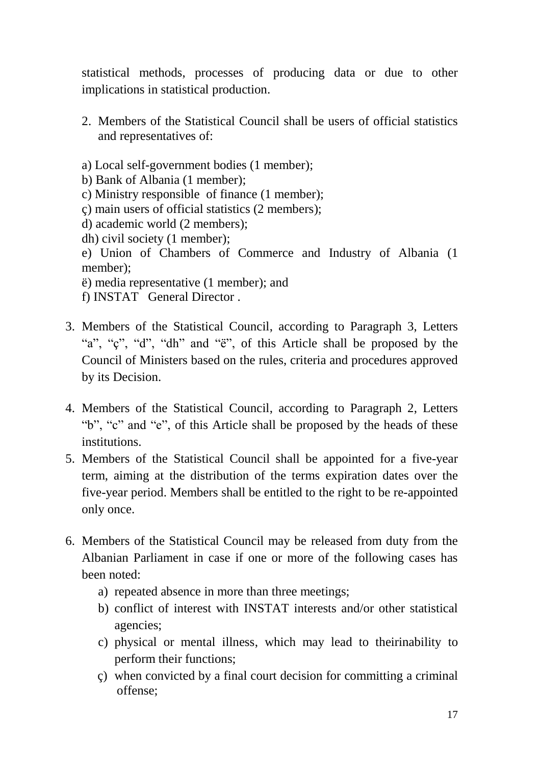statistical methods, processes of producing data or due to other implications in statistical production.

2. Members of the Statistical Council shall be users of official statistics and representatives of:

a) Local self-government bodies (1 member);
b) Bank of Albania (1 member);
c) Ministry responsible of finance (1 member);
ç) main users of official statistics (2 members);
d) academic world (2 members);
dh) civil society (1 member);
e) Union of Chambers of Commerce and Industry of Albania (1 member);
ë) media representative (1 member); and
f) INSTAT General Director .

3. Members of the Statistical Council, according to Paragraph 3, Letters "a", "ç", "d", "dh" and "ë", of this Article shall be proposed by the Council of Ministers based on the rules, criteria and procedures approved by its Decision.

4. Members of the Statistical Council, according to Paragraph 2, Letters "b", "c" and "e", of this Article shall be proposed by the heads of these institutions.

5. Members of the Statistical Council shall be appointed for a five-year term, aiming at the distribution of the terms expiration dates over the five-year period. Members shall be entitled to the right to be re-appointed only once.

6. Members of the Statistical Council may be released from duty from the Albanian Parliament in case if one or more of the following cases has been noted:
   a) repeated absence in more than three meetings;
   b) conflict of interest with INSTAT interests and/or other statistical agencies;
   c) physical or mental illness, which may lead to theirinability to perform their functions;
   ç) when convicted by a final court decision for committing a criminal offense;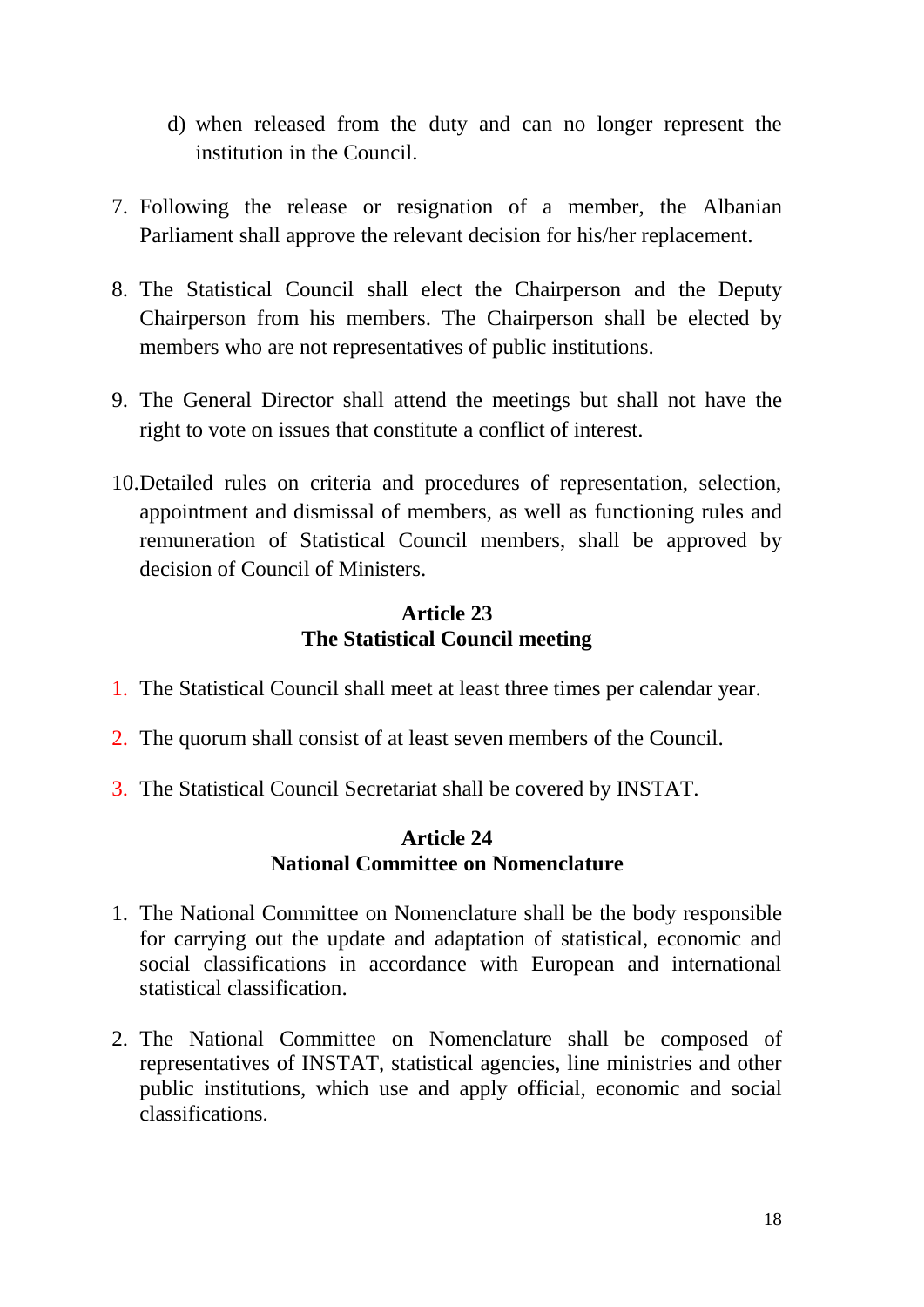d) when released from the duty and can no longer represent the institution in the Council.

7. Following the release or resignation of a member, the Albanian Parliament shall approve the relevant decision for his/her replacement.

8. The Statistical Council shall elect the Chairperson and the Deputy Chairperson from his members. The Chairperson shall be elected by members who are not representatives of public institutions.

9. The General Director shall attend the meetings but shall not have the right to vote on issues that constitute a conflict of interest.

10. Detailed rules on criteria and procedures of representation, selection, appointment and dismissal of members, as well as functioning rules and remuneration of Statistical Council members, shall be approved by decision of Council of Ministers.

## Article 23
## The Statistical Council meeting

1. The Statistical Council shall meet at least three times per calendar year.

2. The quorum shall consist of at least seven members of the Council.

3. The Statistical Council Secretariat shall be covered by INSTAT.

## Article 24
## National Committee on Nomenclature

1. The National Committee on Nomenclature shall be the body responsible for carrying out the update and adaptation of statistical, economic and social classifications in accordance with European and international statistical classification.

2. The National Committee on Nomenclature shall be composed of representatives of INSTAT, statistical agencies, line ministries and other public institutions, which use and apply official, economic and social classifications.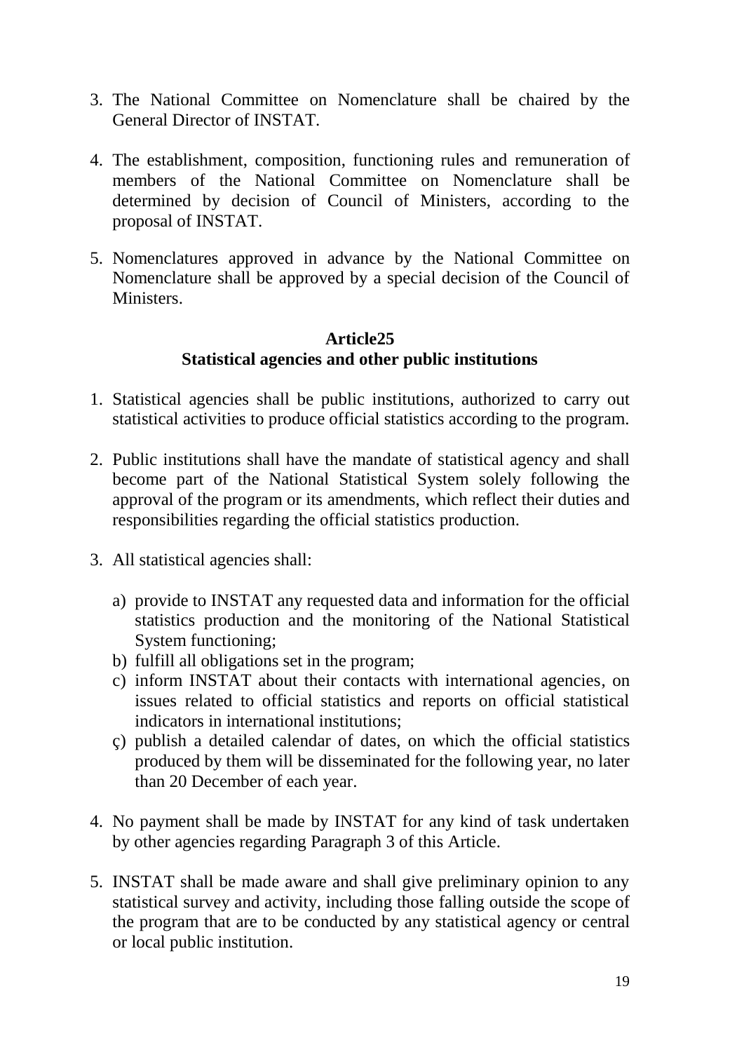3. The National Committee on Nomenclature shall be chaired by the General Director of INSTAT.

4. The establishment, composition, functioning rules and remuneration of members of the National Committee on Nomenclature shall be determined by decision of Council of Ministers, according to the proposal of INSTAT.

5. Nomenclatures approved in advance by the National Committee on Nomenclature shall be approved by a special decision of the Council of Ministers.

### Article25
### Statistical agencies and other public institutions

1. Statistical agencies shall be public institutions, authorized to carry out statistical activities to produce official statistics according to the program.

2. Public institutions shall have the mandate of statistical agency and shall become part of the National Statistical System solely following the approval of the program or its amendments, which reflect their duties and responsibilities regarding the official statistics production.

3. All statistical agencies shall:

   a) provide to INSTAT any requested data and information for the official statistics production and the monitoring of the National Statistical System functioning;
   b) fulfill all obligations set in the program;
   c) inform INSTAT about their contacts with international agencies, on issues related to official statistics and reports on official statistical indicators in international institutions;
   ç) publish a detailed calendar of dates, on which the official statistics produced by them will be disseminated for the following year, no later than 20 December of each year.

4. No payment shall be made by INSTAT for any kind of task undertaken by other agencies regarding Paragraph 3 of this Article.

5. INSTAT shall be made aware and shall give preliminary opinion to any statistical survey and activity, including those falling outside the scope of the program that are to be conducted by any statistical agency or central or local public institution.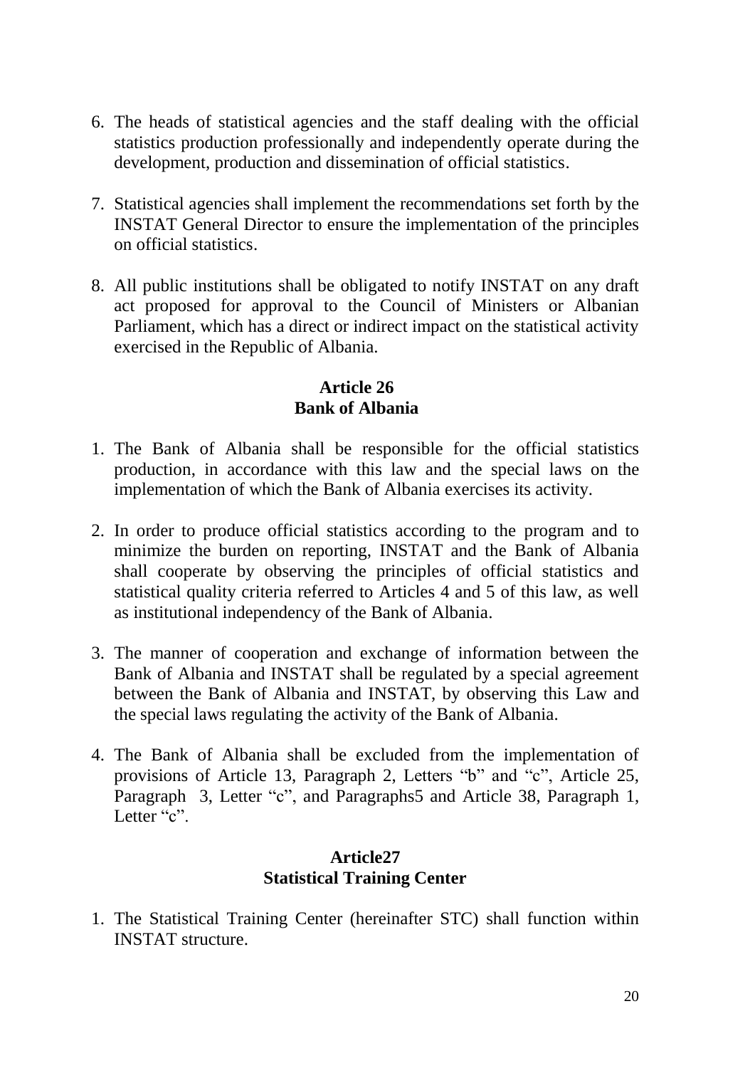6. The heads of statistical agencies and the staff dealing with the official statistics production professionally and independently operate during the development, production and dissemination of official statistics.

7. Statistical agencies shall implement the recommendations set forth by the INSTAT General Director to ensure the implementation of the principles on official statistics.

8. All public institutions shall be obligated to notify INSTAT on any draft act proposed for approval to the Council of Ministers or Albanian Parliament, which has a direct or indirect impact on the statistical activity exercised in the Republic of Albania.

**Article 26**
**Bank of Albania**

1. The Bank of Albania shall be responsible for the official statistics production, in accordance with this law and the special laws on the implementation of which the Bank of Albania exercises its activity.

2. In order to produce official statistics according to the program and to minimize the burden on reporting, INSTAT and the Bank of Albania shall cooperate by observing the principles of official statistics and statistical quality criteria referred to Articles 4 and 5 of this law, as well as institutional independency of the Bank of Albania.

3. The manner of cooperation and exchange of information between the Bank of Albania and INSTAT shall be regulated by a special agreement between the Bank of Albania and INSTAT, by observing this Law and the special laws regulating the activity of the Bank of Albania.

4. The Bank of Albania shall be excluded from the implementation of provisions of Article 13, Paragraph 2, Letters "b" and "c", Article 25, Paragraph 3, Letter "c", and Paragraphs5 and Article 38, Paragraph 1, Letter "c".

**Article27**
**Statistical Training Center**

1. The Statistical Training Center (hereinafter STC) shall function within INSTAT structure.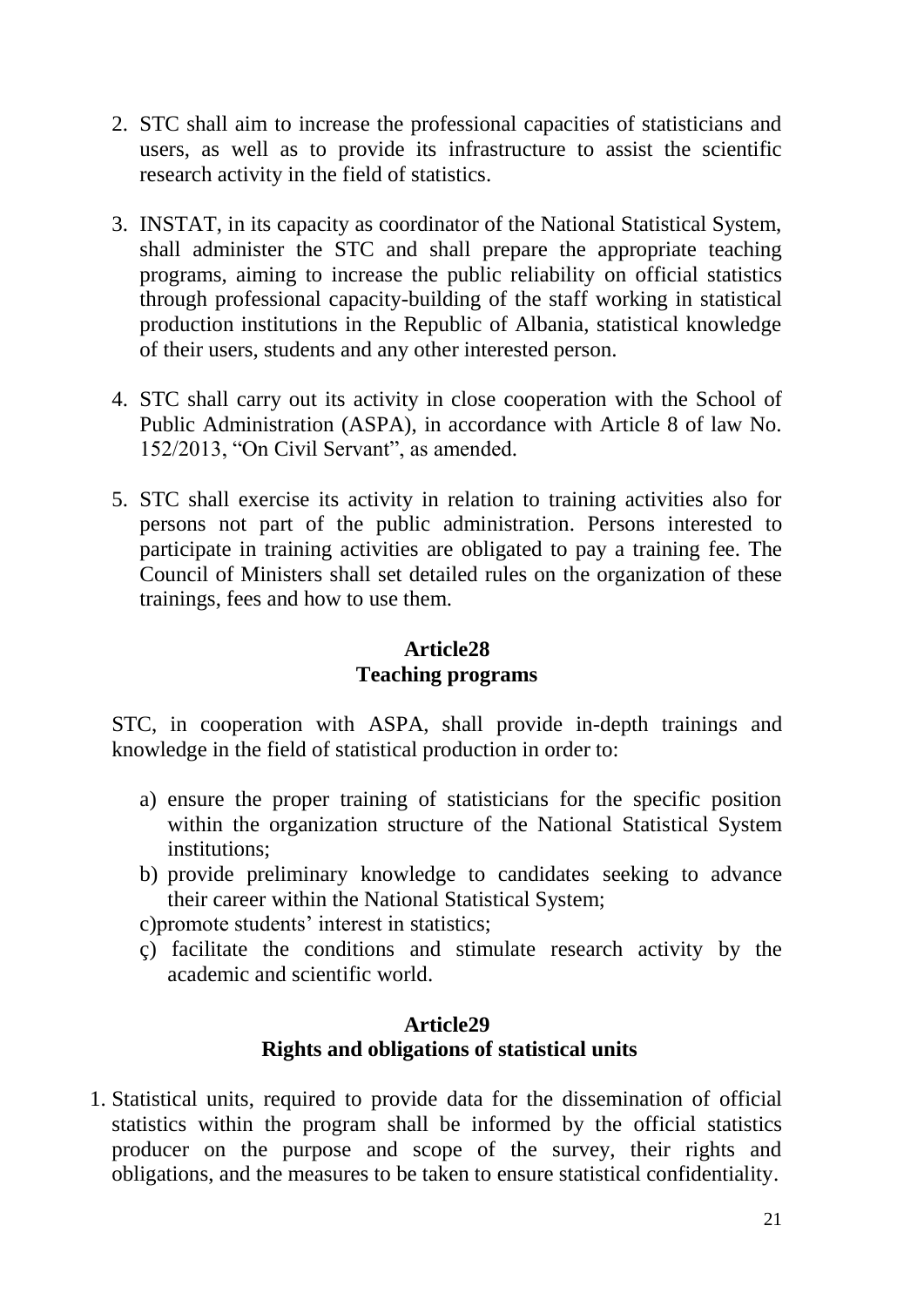2. STC shall aim to increase the professional capacities of statisticians and users, as well as to provide its infrastructure to assist the scientific research activity in the field of statistics.

3. INSTAT, in its capacity as coordinator of the National Statistical System, shall administer the STC and shall prepare the appropriate teaching programs, aiming to increase the public reliability on official statistics through professional capacity-building of the staff working in statistical production institutions in the Republic of Albania, statistical knowledge of their users, students and any other interested person.

4. STC shall carry out its activity in close cooperation with the School of Public Administration (ASPA), in accordance with Article 8 of law No. 152/2013, "On Civil Servant", as amended.

5. STC shall exercise its activity in relation to training activities also for persons not part of the public administration. Persons interested to participate in training activities are obligated to pay a training fee. The Council of Ministers shall set detailed rules on the organization of these trainings, fees and how to use them.

**Article28**
**Teaching programs**

STC, in cooperation with ASPA, shall provide in-depth trainings and knowledge in the field of statistical production in order to:

a) ensure the proper training of statisticians for the specific position within the organization structure of the National Statistical System institutions;
b) provide preliminary knowledge to candidates seeking to advance their career within the National Statistical System;
c)promote students' interest in statistics;
ç) facilitate the conditions and stimulate research activity by the academic and scientific world.

**Article29**
**Rights and obligations of statistical units**

1. Statistical units, required to provide data for the dissemination of official statistics within the program shall be informed by the official statistics producer on the purpose and scope of the survey, their rights and obligations, and the measures to be taken to ensure statistical confidentiality.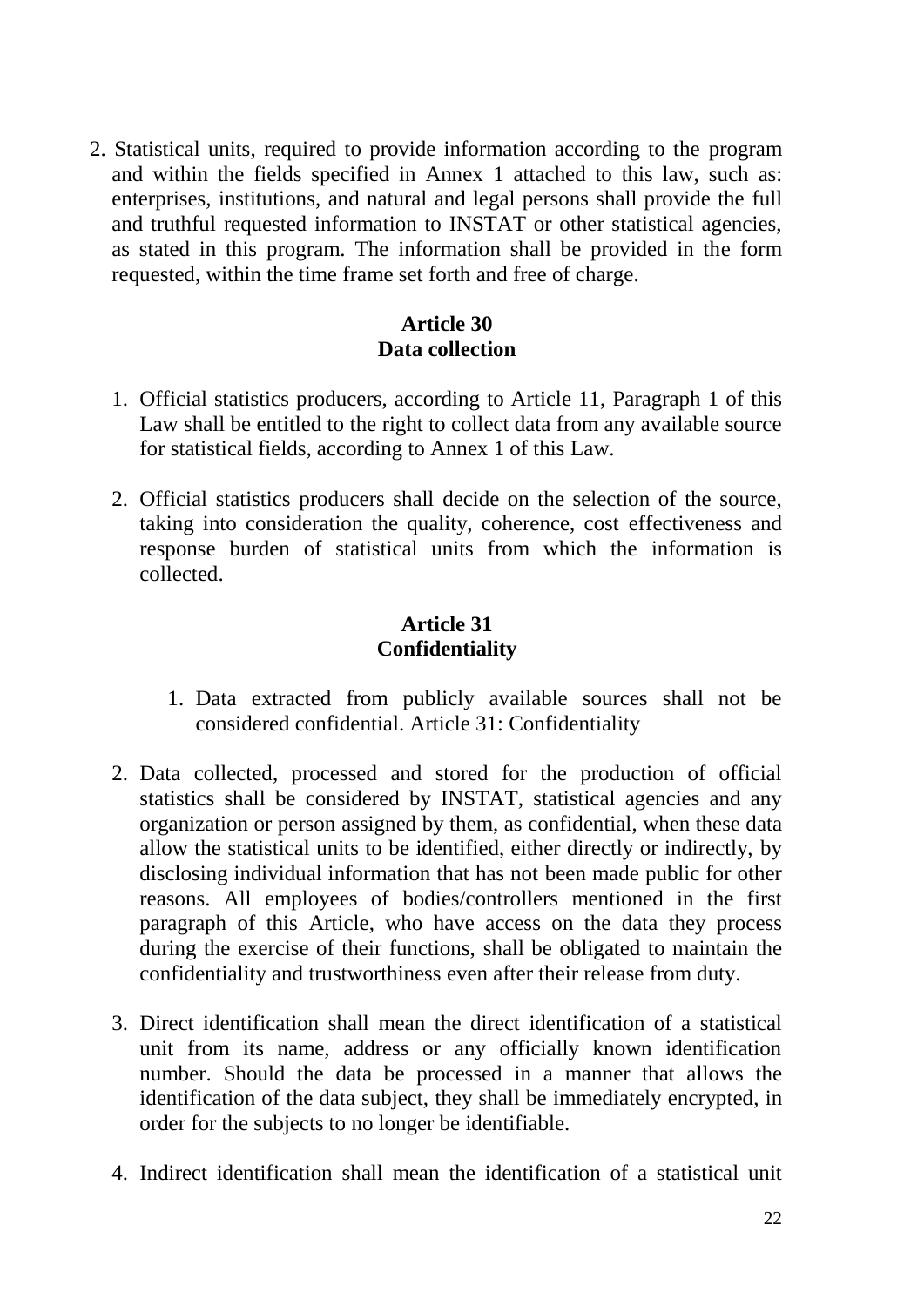2. Statistical units, required to provide information according to the program and within the fields specified in Annex 1 attached to this law, such as: enterprises, institutions, and natural and legal persons shall provide the full and truthful requested information to INSTAT or other statistical agencies, as stated in this program. The information shall be provided in the form requested, within the time frame set forth and free of charge.

**Article 30**
**Data collection**

1. Official statistics producers, according to Article 11, Paragraph 1 of this Law shall be entitled to the right to collect data from any available source for statistical fields, according to Annex 1 of this Law.

2. Official statistics producers shall decide on the selection of the source, taking into consideration the quality, coherence, cost effectiveness and response burden of statistical units from which the information is collected.

**Article 31**
**Confidentiality**

1. Data extracted from publicly available sources shall not be considered confidential. Article 31: Confidentiality

2. Data collected, processed and stored for the production of official statistics shall be considered by INSTAT, statistical agencies and any organization or person assigned by them, as confidential, when these data allow the statistical units to be identified, either directly or indirectly, by disclosing individual information that has not been made public for other reasons. All employees of bodies/controllers mentioned in the first paragraph of this Article, who have access on the data they process during the exercise of their functions, shall be obligated to maintain the confidentiality and trustworthiness even after their release from duty.

3. Direct identification shall mean the direct identification of a statistical unit from its name, address or any officially known identification number. Should the data be processed in a manner that allows the identification of the data subject, they shall be immediately encrypted, in order for the subjects to no longer be identifiable.

4. Indirect identification shall mean the identification of a statistical unit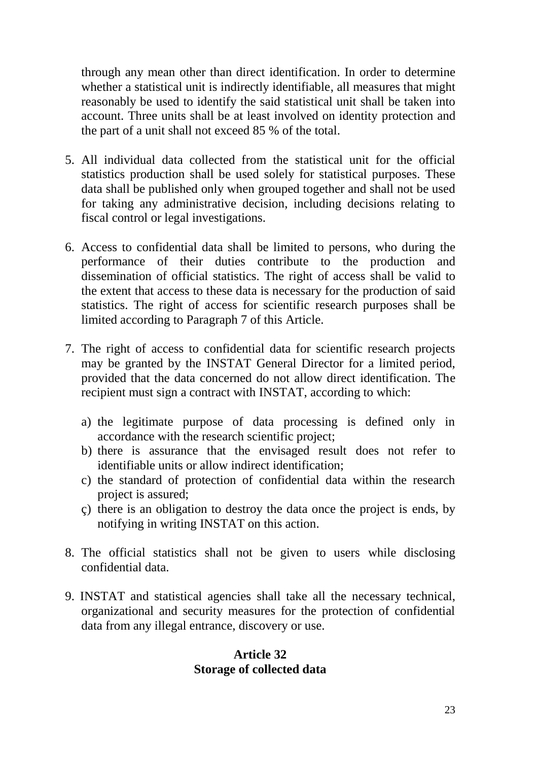through any mean other than direct identification. In order to determine whether a statistical unit is indirectly identifiable, all measures that might reasonably be used to identify the said statistical unit shall be taken into account. Three units shall be at least involved on identity protection and the part of a unit shall not exceed 85 % of the total.

5. All individual data collected from the statistical unit for the official statistics production shall be used solely for statistical purposes. These data shall be published only when grouped together and shall not be used for taking any administrative decision, including decisions relating to fiscal control or legal investigations.

6. Access to confidential data shall be limited to persons, who during the performance of their duties contribute to the production and dissemination of official statistics. The right of access shall be valid to the extent that access to these data is necessary for the production of said statistics. The right of access for scientific research purposes shall be limited according to Paragraph 7 of this Article.

7. The right of access to confidential data for scientific research projects may be granted by the INSTAT General Director for a limited period, provided that the data concerned do not allow direct identification. The recipient must sign a contract with INSTAT, according to which:

   a) the legitimate purpose of data processing is defined only in accordance with the research scientific project;
   b) there is assurance that the envisaged result does not refer to identifiable units or allow indirect identification;
   c) the standard of protection of confidential data within the research project is assured;
   ç) there is an obligation to destroy the data once the project is ends, by notifying in writing INSTAT on this action.

8. The official statistics shall not be given to users while disclosing confidential data.

9. INSTAT and statistical agencies shall take all the necessary technical, organizational and security measures for the protection of confidential data from any illegal entrance, discovery or use.

## Article 32
## Storage of collected data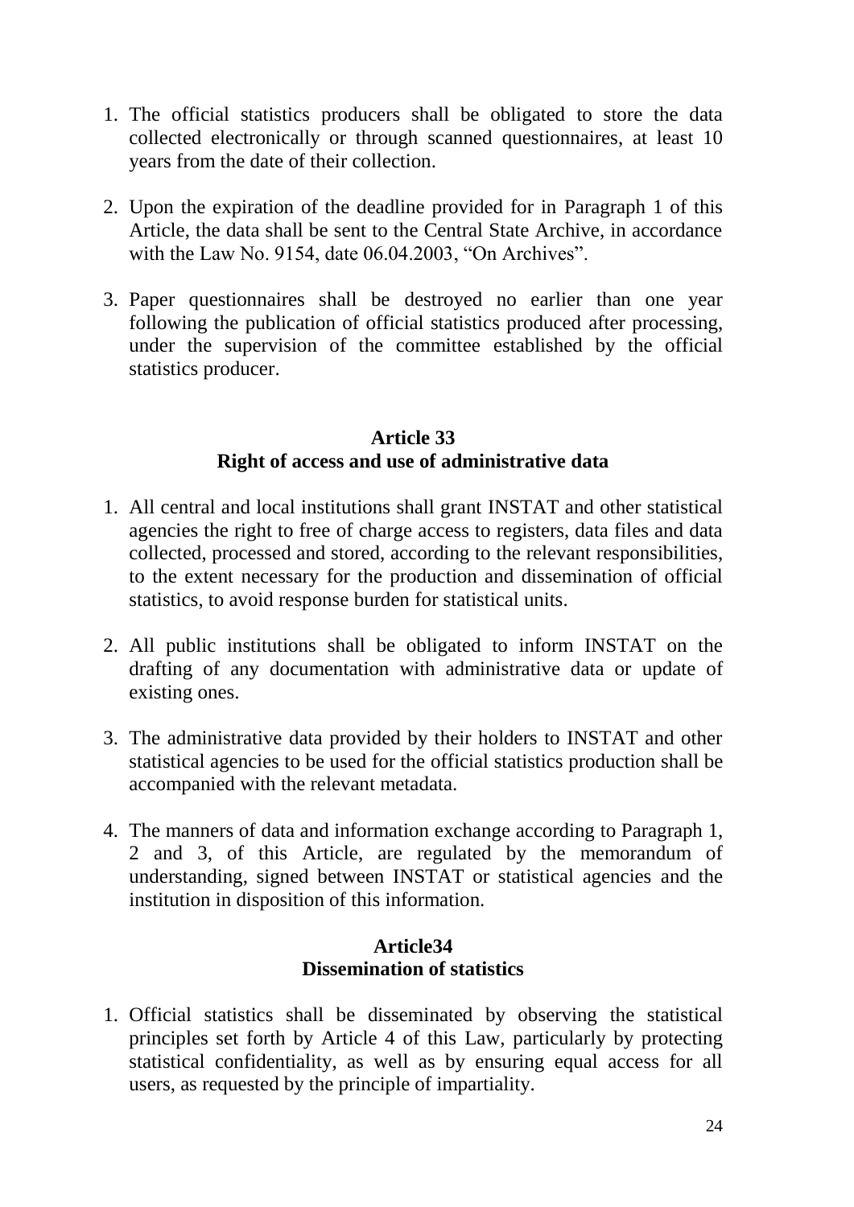1. The official statistics producers shall be obligated to store the data collected electronically or through scanned questionnaires, at least 10 years from the date of their collection.

2. Upon the expiration of the deadline provided for in Paragraph 1 of this Article, the data shall be sent to the Central State Archive, in accordance with the Law No. 9154, date 06.04.2003, "On Archives".

3. Paper questionnaires shall be destroyed no earlier than one year following the publication of official statistics produced after processing, under the supervision of the committee established by the official statistics producer.

### Article 33
### Right of access and use of administrative data

1. All central and local institutions shall grant INSTAT and other statistical agencies the right to free of charge access to registers, data files and data collected, processed and stored, according to the relevant responsibilities, to the extent necessary for the production and dissemination of official statistics, to avoid response burden for statistical units.

2. All public institutions shall be obligated to inform INSTAT on the drafting of any documentation with administrative data or update of existing ones.

3. The administrative data provided by their holders to INSTAT and other statistical agencies to be used for the official statistics production shall be accompanied with the relevant metadata.

4. The manners of data and information exchange according to Paragraph 1, 2 and 3, of this Article, are regulated by the memorandum of understanding, signed between INSTAT or statistical agencies and the institution in disposition of this information.

### Article34
### Dissemination of statistics

1. Official statistics shall be disseminated by observing the statistical principles set forth by Article 4 of this Law, particularly by protecting statistical confidentiality, as well as by ensuring equal access for all users, as requested by the principle of impartiality.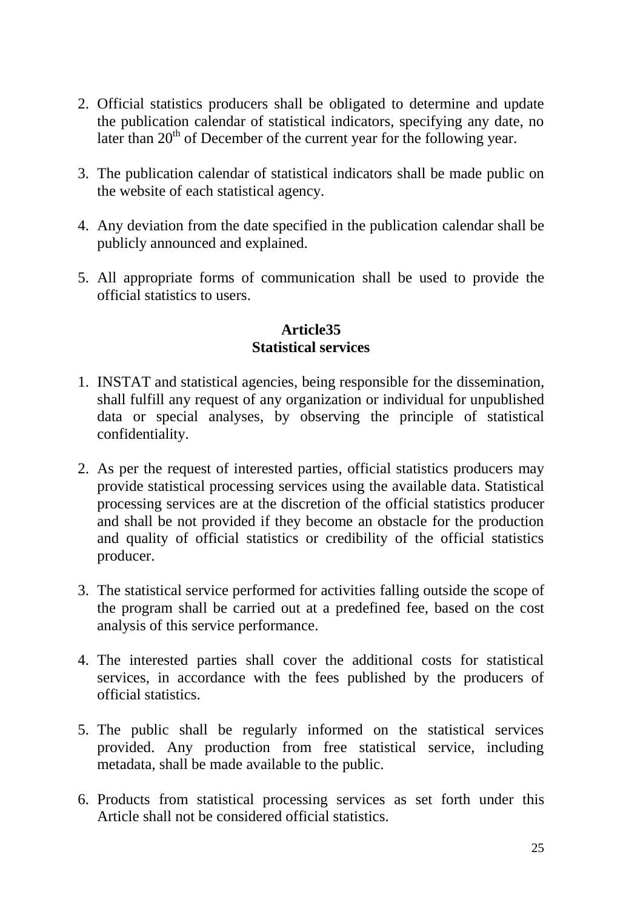2. Official statistics producers shall be obligated to determine and update the publication calendar of statistical indicators, specifying any date, no later than 20th of December of the current year for the following year.

3. The publication calendar of statistical indicators shall be made public on the website of each statistical agency.

4. Any deviation from the date specified in the publication calendar shall be publicly announced and explained.

5. All appropriate forms of communication shall be used to provide the official statistics to users.

### Article35
### Statistical services

1. INSTAT and statistical agencies, being responsible for the dissemination, shall fulfill any request of any organization or individual for unpublished data or special analyses, by observing the principle of statistical confidentiality.

2. As per the request of interested parties, official statistics producers may provide statistical processing services using the available data. Statistical processing services are at the discretion of the official statistics producer and shall be not provided if they become an obstacle for the production and quality of official statistics or credibility of the official statistics producer.

3. The statistical service performed for activities falling outside the scope of the program shall be carried out at a predefined fee, based on the cost analysis of this service performance.

4. The interested parties shall cover the additional costs for statistical services, in accordance with the fees published by the producers of official statistics.

5. The public shall be regularly informed on the statistical services provided. Any production from free statistical service, including metadata, shall be made available to the public.

6. Products from statistical processing services as set forth under this Article shall not be considered official statistics.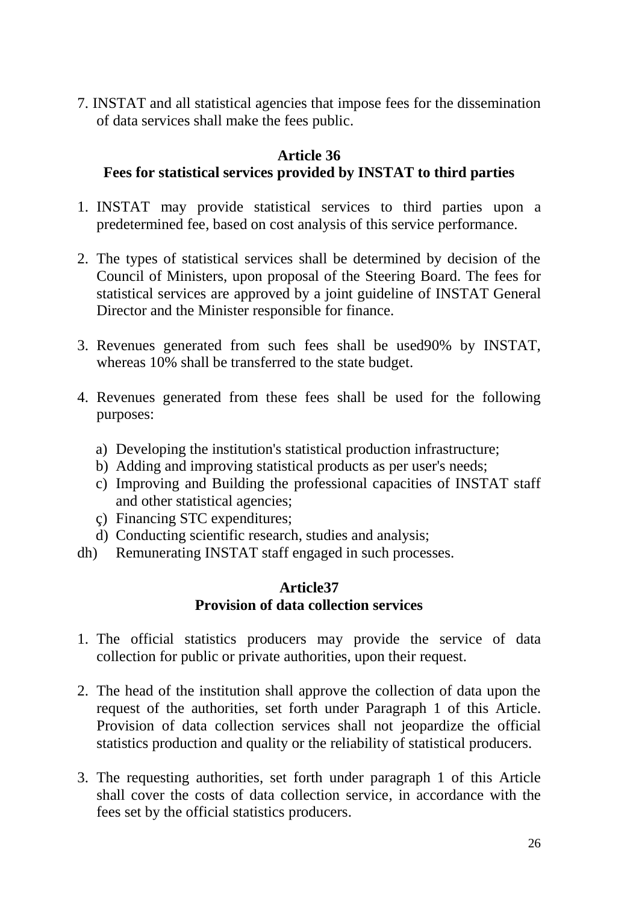7. INSTAT and all statistical agencies that impose fees for the dissemination of data services shall make the fees public.

### Article 36
### Fees for statistical services provided by INSTAT to third parties

1. INSTAT may provide statistical services to third parties upon a predetermined fee, based on cost analysis of this service performance.

2. The types of statistical services shall be determined by decision of the Council of Ministers, upon proposal of the Steering Board. The fees for statistical services are approved by a joint guideline of INSTAT General Director and the Minister responsible for finance.

3. Revenues generated from such fees shall be used90% by INSTAT, whereas 10% shall be transferred to the state budget.

4. Revenues generated from these fees shall be used for the following purposes:

   a) Developing the institution's statistical production infrastructure;
   b) Adding and improving statistical products as per user's needs;
   c) Improving and Building the professional capacities of INSTAT staff and other statistical agencies;
   ç) Financing STC expenditures;
   d) Conducting scientific research, studies and analysis;
   dh) Remunerating INSTAT staff engaged in such processes.

### Article37
### Provision of data collection services

1. The official statistics producers may provide the service of data collection for public or private authorities, upon their request.

2. The head of the institution shall approve the collection of data upon the request of the authorities, set forth under Paragraph 1 of this Article. Provision of data collection services shall not jeopardize the official statistics production and quality or the reliability of statistical producers.

3. The requesting authorities, set forth under paragraph 1 of this Article shall cover the costs of data collection service, in accordance with the fees set by the official statistics producers.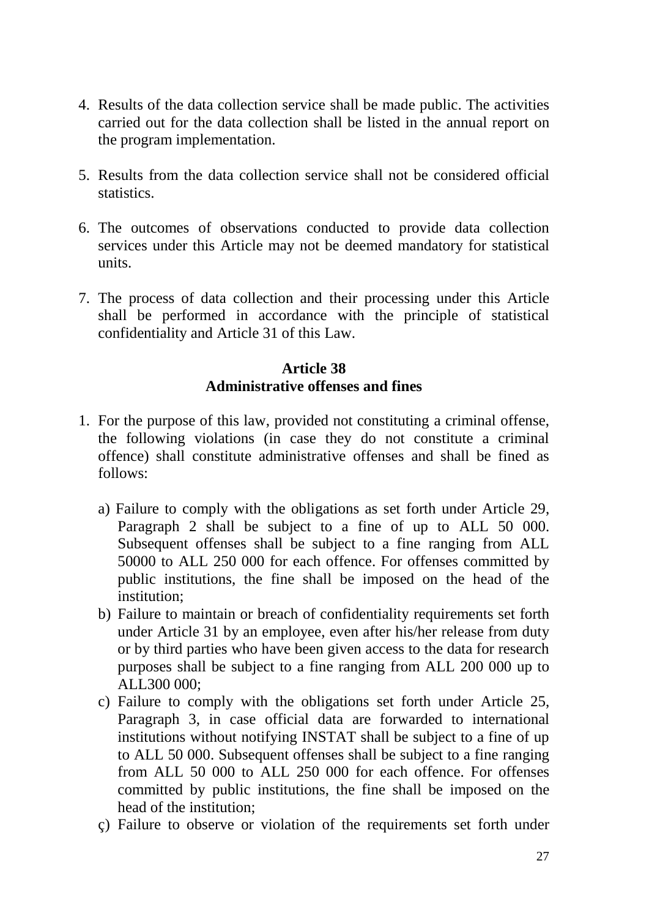4. Results of the data collection service shall be made public. The activities carried out for the data collection shall be listed in the annual report on the program implementation.

5. Results from the data collection service shall not be considered official statistics.

6. The outcomes of observations conducted to provide data collection services under this Article may not be deemed mandatory for statistical units.

7. The process of data collection and their processing under this Article shall be performed in accordance with the principle of statistical confidentiality and Article 31 of this Law.

**Article 38**
**Administrative offenses and fines**

1. For the purpose of this law, provided not constituting a criminal offense, the following violations (in case they do not constitute a criminal offence) shall constitute administrative offenses and shall be fined as follows:

   a) Failure to comply with the obligations as set forth under Article 29, Paragraph 2 shall be subject to a fine of up to ALL 50 000. Subsequent offenses shall be subject to a fine ranging from ALL 50000 to ALL 250 000 for each offence. For offenses committed by public institutions, the fine shall be imposed on the head of the institution;
   b) Failure to maintain or breach of confidentiality requirements set forth under Article 31 by an employee, even after his/her release from duty or by third parties who have been given access to the data for research purposes shall be subject to a fine ranging from ALL 200 000 up to ALL300 000;
   c) Failure to comply with the obligations set forth under Article 25, Paragraph 3, in case official data are forwarded to international institutions without notifying INSTAT shall be subject to a fine of up to ALL 50 000. Subsequent offenses shall be subject to a fine ranging from ALL 50 000 to ALL 250 000 for each offence. For offenses committed by public institutions, the fine shall be imposed on the head of the institution;
   ç) Failure to observe or violation of the requirements set forth under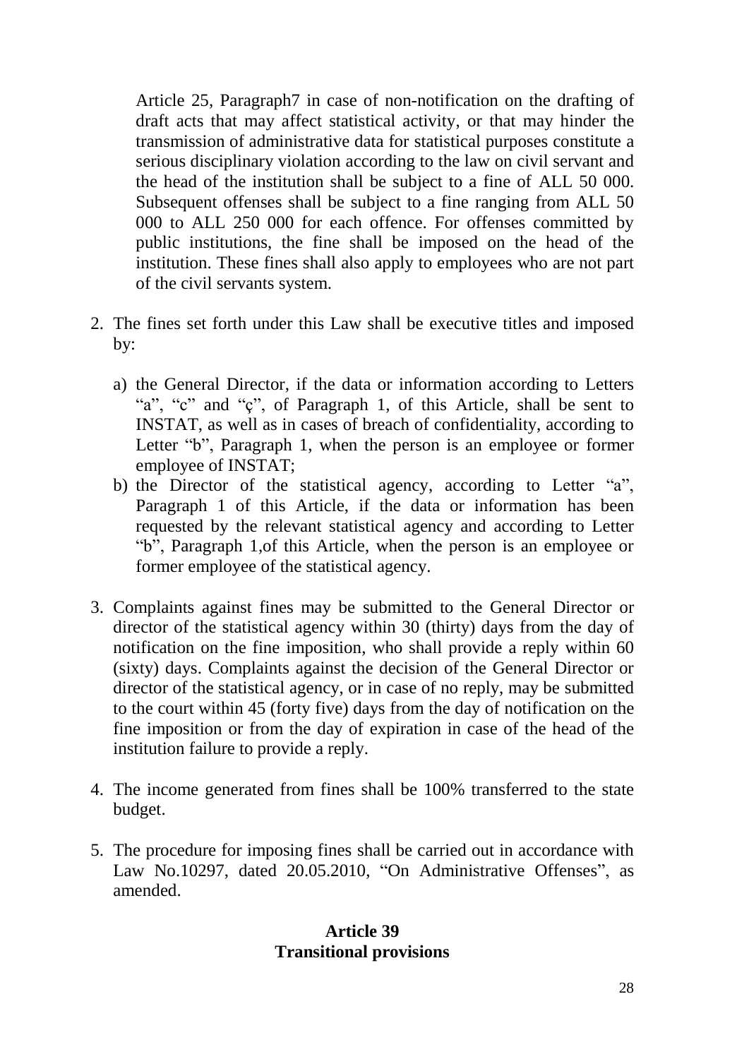Article 25, Paragraph7 in case of non-notification on the drafting of draft acts that may affect statistical activity, or that may hinder the transmission of administrative data for statistical purposes constitute a serious disciplinary violation according to the law on civil servant and the head of the institution shall be subject to a fine of ALL 50 000. Subsequent offenses shall be subject to a fine ranging from ALL 50 000 to ALL 250 000 for each offence. For offenses committed by public institutions, the fine shall be imposed on the head of the institution. These fines shall also apply to employees who are not part of the civil servants system.

2. The fines set forth under this Law shall be executive titles and imposed by:

   a) the General Director, if the data or information according to Letters "a", "c" and "ç", of Paragraph 1, of this Article, shall be sent to INSTAT, as well as in cases of breach of confidentiality, according to Letter "b", Paragraph 1, when the person is an employee or former employee of INSTAT;
   b) the Director of the statistical agency, according to Letter "a", Paragraph 1 of this Article, if the data or information has been requested by the relevant statistical agency and according to Letter "b", Paragraph 1,of this Article, when the person is an employee or former employee of the statistical agency.

3. Complaints against fines may be submitted to the General Director or director of the statistical agency within 30 (thirty) days from the day of notification on the fine imposition, who shall provide a reply within 60 (sixty) days. Complaints against the decision of the General Director or director of the statistical agency, or in case of no reply, may be submitted to the court within 45 (forty five) days from the day of notification on the fine imposition or from the day of expiration in case of the head of the institution failure to provide a reply.

4. The income generated from fines shall be 100% transferred to the state budget.

5. The procedure for imposing fines shall be carried out in accordance with Law No.10297, dated 20.05.2010, "On Administrative Offenses", as amended.

**Article 39**
**Transitional provisions**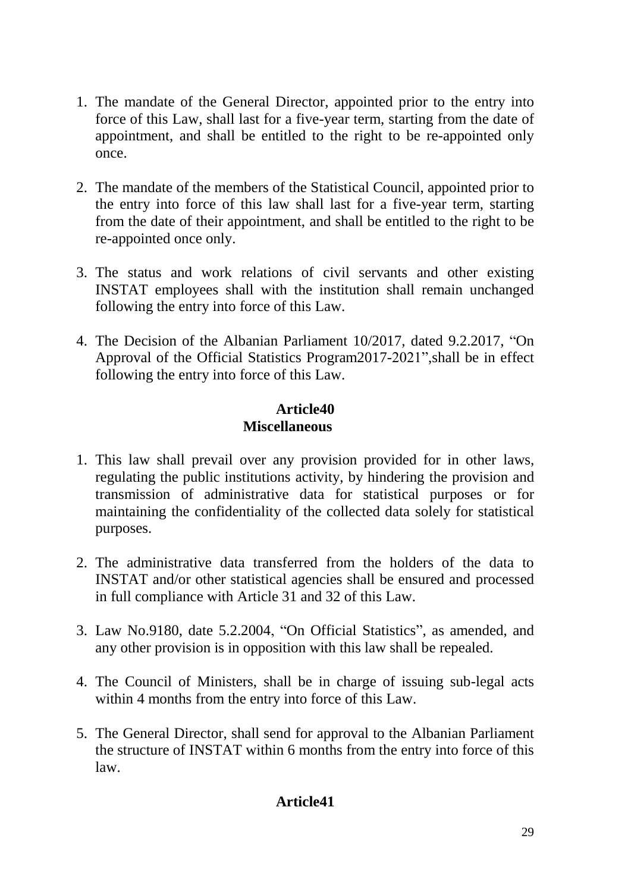1. The mandate of the General Director, appointed prior to the entry into force of this Law, shall last for a five-year term, starting from the date of appointment, and shall be entitled to the right to be re-appointed only once.

2. The mandate of the members of the Statistical Council, appointed prior to the entry into force of this law shall last for a five-year term, starting from the date of their appointment, and shall be entitled to the right to be re-appointed once only.

3. The status and work relations of civil servants and other existing INSTAT employees shall with the institution shall remain unchanged following the entry into force of this Law.

4. The Decision of the Albanian Parliament 10/2017, dated 9.2.2017, "On Approval of the Official Statistics Program2017-2021",shall be in effect following the entry into force of this Law.

### Article40
### Miscellaneous

1. This law shall prevail over any provision provided for in other laws, regulating the public institutions activity, by hindering the provision and transmission of administrative data for statistical purposes or for maintaining the confidentiality of the collected data solely for statistical purposes.

2. The administrative data transferred from the holders of the data to INSTAT and/or other statistical agencies shall be ensured and processed in full compliance with Article 31 and 32 of this Law.

3. Law No.9180, date 5.2.2004, "On Official Statistics", as amended, and any other provision is in opposition with this law shall be repealed.

4. The Council of Ministers, shall be in charge of issuing sub-legal acts within 4 months from the entry into force of this Law.

5. The General Director, shall send for approval to the Albanian Parliament the structure of INSTAT within 6 months from the entry into force of this law.

### Article41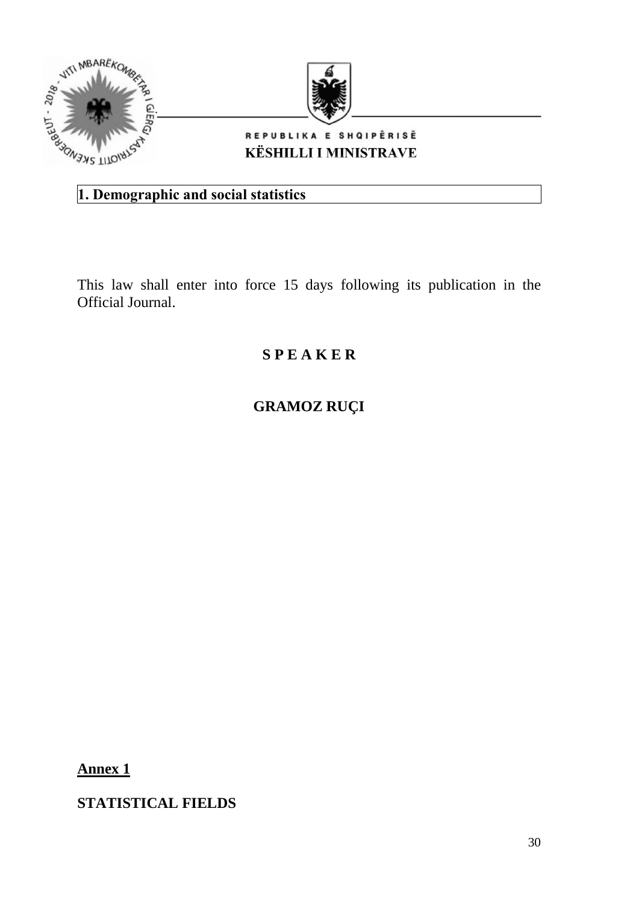REPUBLIKA E SHQIPËRISË
KËSHILLI I MINISTRAVE

**1. Demographic and social statistics**

This law shall enter into force 15 days following its publication in the Official Journal.

**S P E A K E R**

**GRAMOZ RUÇI**

**Annex 1**

**STATISTICAL FIELDS**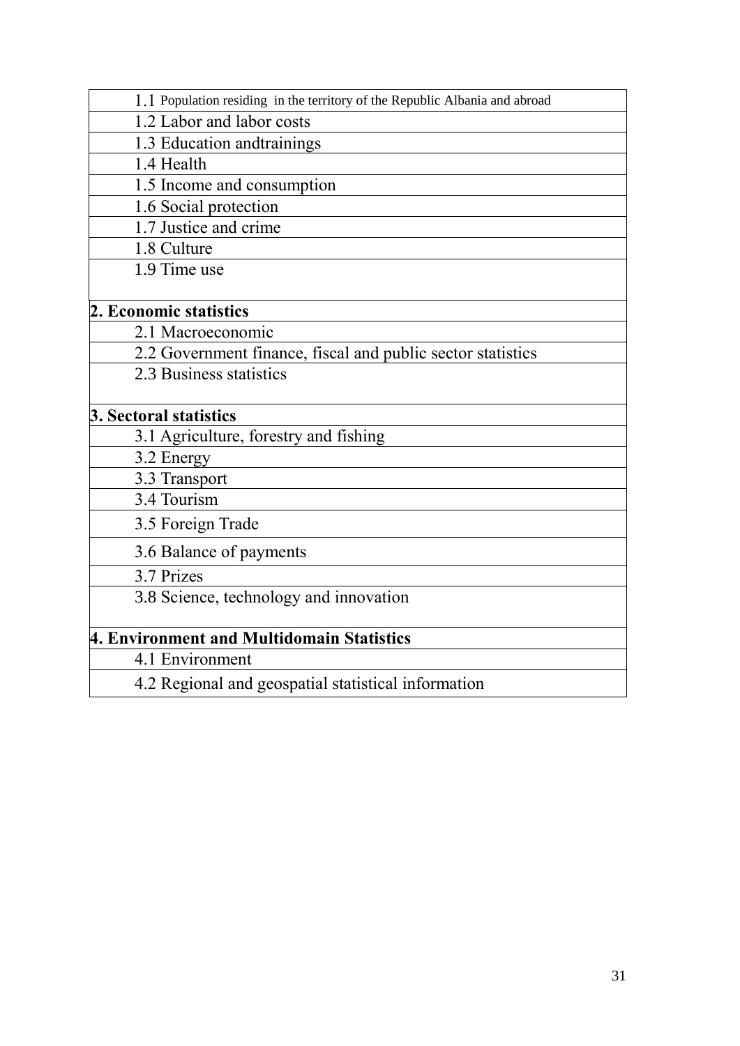| |
|---|
| 1.1 Population residing in the territory of the Republic Albania and abroad |
| 1.2 Labor and labor costs |
| 1.3 Education andtrainings |
| 1.4 Health |
| 1.5 Income and consumption |
| 1.6 Social protection |
| 1.7 Justice and crime |
| 1.8 Culture |
| 1.9 Time use |
| **2. Economic statistics** |
| 2.1 Macroeconomic |
| 2.2 Government finance, fiscal and public sector statistics |
| 2.3 Business statistics |
| **3. Sectoral statistics** |
| 3.1 Agriculture, forestry and fishing |
| 3.2 Energy |
| 3.3 Transport |
| 3.4 Tourism |
| 3.5 Foreign Trade |
| 3.6 Balance of payments |
| 3.7 Prizes |
| 3.8 Science, technology and innovation |
| **4. Environment and Multidomain Statistics** |
| 4.1 Environment |
| 4.2 Regional and geospatial statistical information |